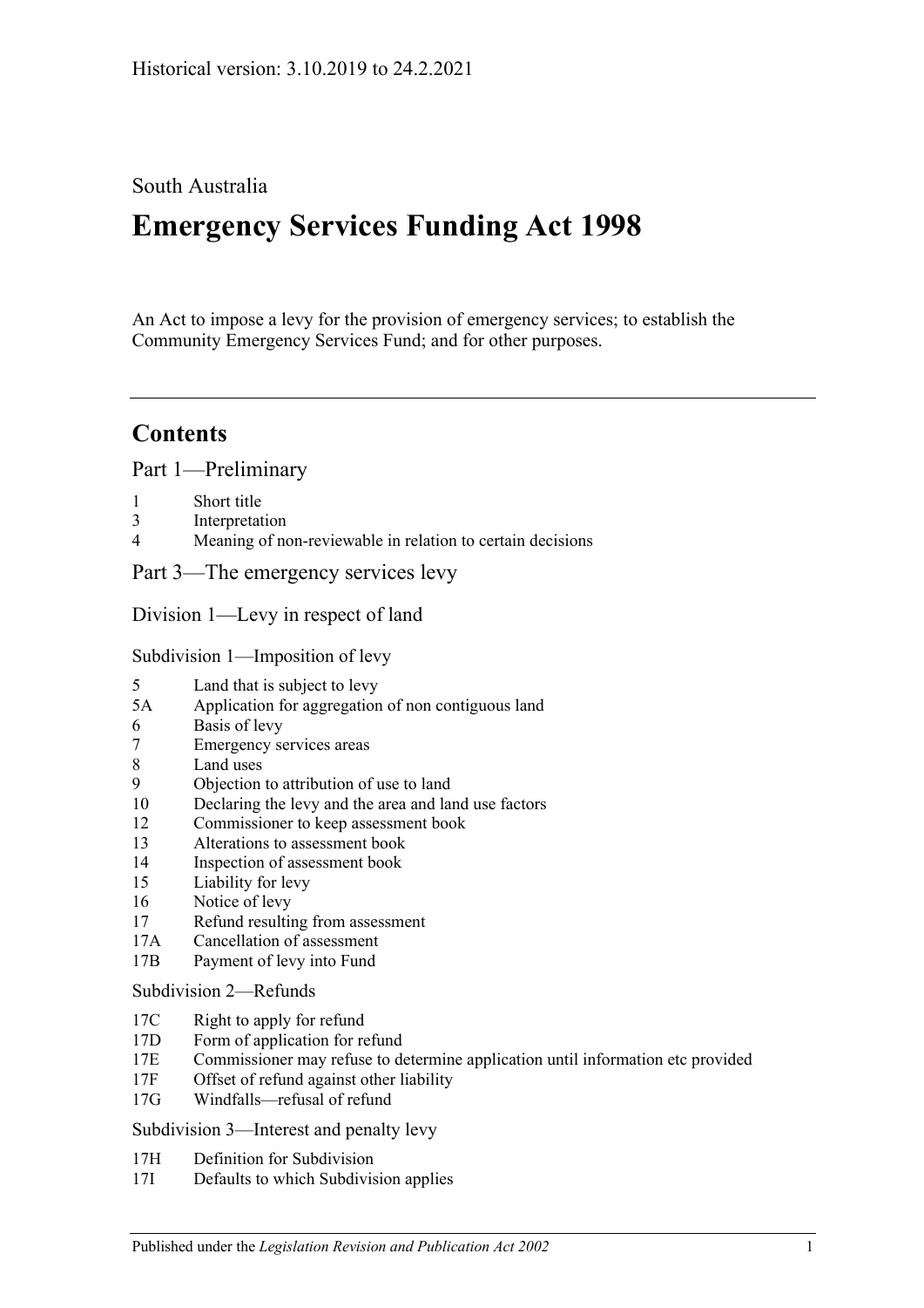Historical version: 3.10.2019 to 24.2.2021

South Australia

# Emergency Services Funding Act 1998

An Act to impose a levy for the provision of emergency services; to establish the Community Emergency Services Fund; and for other purposes.

---

## Contents

### Part 1—Preliminary

- 1 Short title
- 3 Interpretation
- 4 Meaning of non-reviewable in relation to certain decisions

### Part 3—The emergency services levy

#### Division 1—Levy in respect of land

##### Subdivision 1—Imposition of levy

- 5 Land that is subject to levy
- 5A Application for aggregation of non contiguous land
- 6 Basis of levy
- 7 Emergency services areas
- 8 Land uses
- 9 Objection to attribution of use to land
- 10 Declaring the levy and the area and land use factors
- 12 Commissioner to keep assessment book
- 13 Alterations to assessment book
- 14 Inspection of assessment book
- 15 Liability for levy
- 16 Notice of levy
- 17 Refund resulting from assessment
- 17A Cancellation of assessment
- 17B Payment of levy into Fund

##### Subdivision 2—Refunds

- 17C Right to apply for refund
- 17D Form of application for refund
- 17E Commissioner may refuse to determine application until information etc provided
- 17F Offset of refund against other liability
- 17G Windfalls—refusal of refund

##### Subdivision 3—Interest and penalty levy

- 17H Definition for Subdivision
- 17I Defaults to which Subdivision applies

Published under the *Legislation Revision and Publication Act 2002*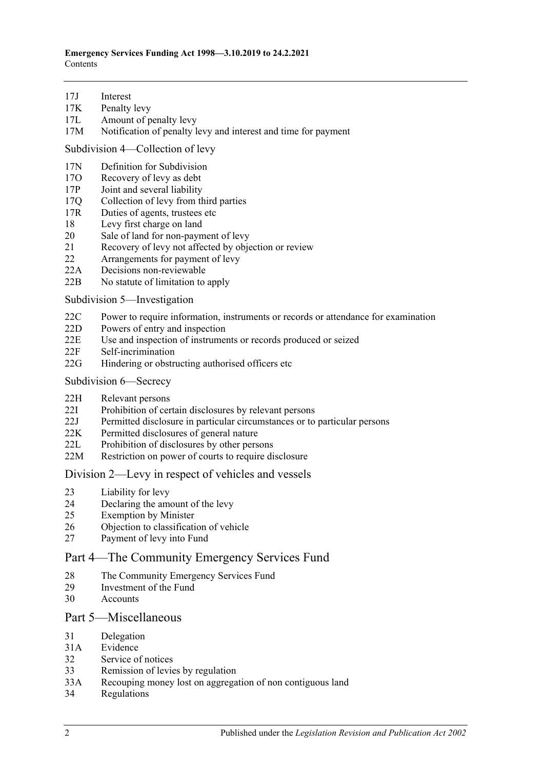17J Interest

17K Penalty levy

17L Amount of penalty levy

17M Notification of penalty levy and interest and time for payment

Subdivision 4—Collection of levy

17N Definition for Subdivision

17O Recovery of levy as debt

17P Joint and several liability

17Q Collection of levy from third parties

17R Duties of agents, trustees etc

18 Levy first charge on land

20 Sale of land for non-payment of levy

21 Recovery of levy not affected by objection or review

22 Arrangements for payment of levy

22A Decisions non-reviewable

22B No statute of limitation to apply

Subdivision 5—Investigation

22C Power to require information, instruments or records or attendance for examination

22D Powers of entry and inspection

22E Use and inspection of instruments or records produced or seized

22F Self-incrimination

22G Hindering or obstructing authorised officers etc

Subdivision 6—Secrecy

22H Relevant persons

22I Prohibition of certain disclosures by relevant persons

22J Permitted disclosure in particular circumstances or to particular persons

22K Permitted disclosures of general nature

22L Prohibition of disclosures by other persons

22M Restriction on power of courts to require disclosure

## Division 2—Levy in respect of vehicles and vessels

23 Liability for levy

24 Declaring the amount of the levy

25 Exemption by Minister

26 Objection to classification of vehicle

27 Payment of levy into Fund

## Part 4—The Community Emergency Services Fund

28 The Community Emergency Services Fund

29 Investment of the Fund

30 Accounts

## Part 5—Miscellaneous

31 Delegation

31A Evidence

32 Service of notices

33 Remission of levies by regulation

33A Recouping money lost on aggregation of non contiguous land

34 Regulations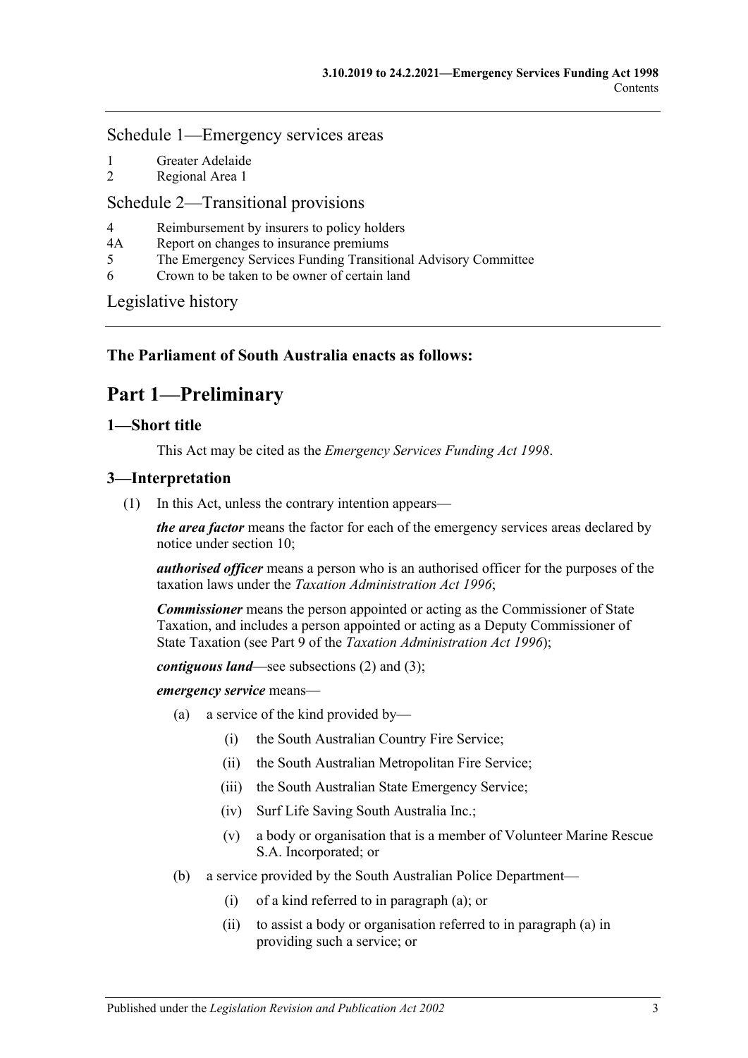Schedule 1—Emergency services areas

1 Greater Adelaide
2 Regional Area 1

Schedule 2—Transitional provisions

4 Reimbursement by insurers to policy holders
4A Report on changes to insurance premiums
5 The Emergency Services Funding Transitional Advisory Committee
6 Crown to be taken to be owner of certain land

Legislative history

**The Parliament of South Australia enacts as follows:**

# Part 1—Preliminary

## 1—Short title

This Act may be cited as the *Emergency Services Funding Act 1998*.

## 3—Interpretation

(1) In this Act, unless the contrary intention appears—

***the area factor*** means the factor for each of the emergency services areas declared by notice under section 10;

***authorised officer*** means a person who is an authorised officer for the purposes of the taxation laws under the *Taxation Administration Act 1996*;

***Commissioner*** means the person appointed or acting as the Commissioner of State Taxation, and includes a person appointed or acting as a Deputy Commissioner of State Taxation (see Part 9 of the *Taxation Administration Act 1996*);

***contiguous land***—see subsections (2) and (3);

***emergency service*** means—

(a) a service of the kind provided by—

(i) the South Australian Country Fire Service;

(ii) the South Australian Metropolitan Fire Service;

(iii) the South Australian State Emergency Service;

(iv) Surf Life Saving South Australia Inc.;

(v) a body or organisation that is a member of Volunteer Marine Rescue S.A. Incorporated; or

(b) a service provided by the South Australian Police Department—

(i) of a kind referred to in paragraph (a); or

(ii) to assist a body or organisation referred to in paragraph (a) in providing such a service; or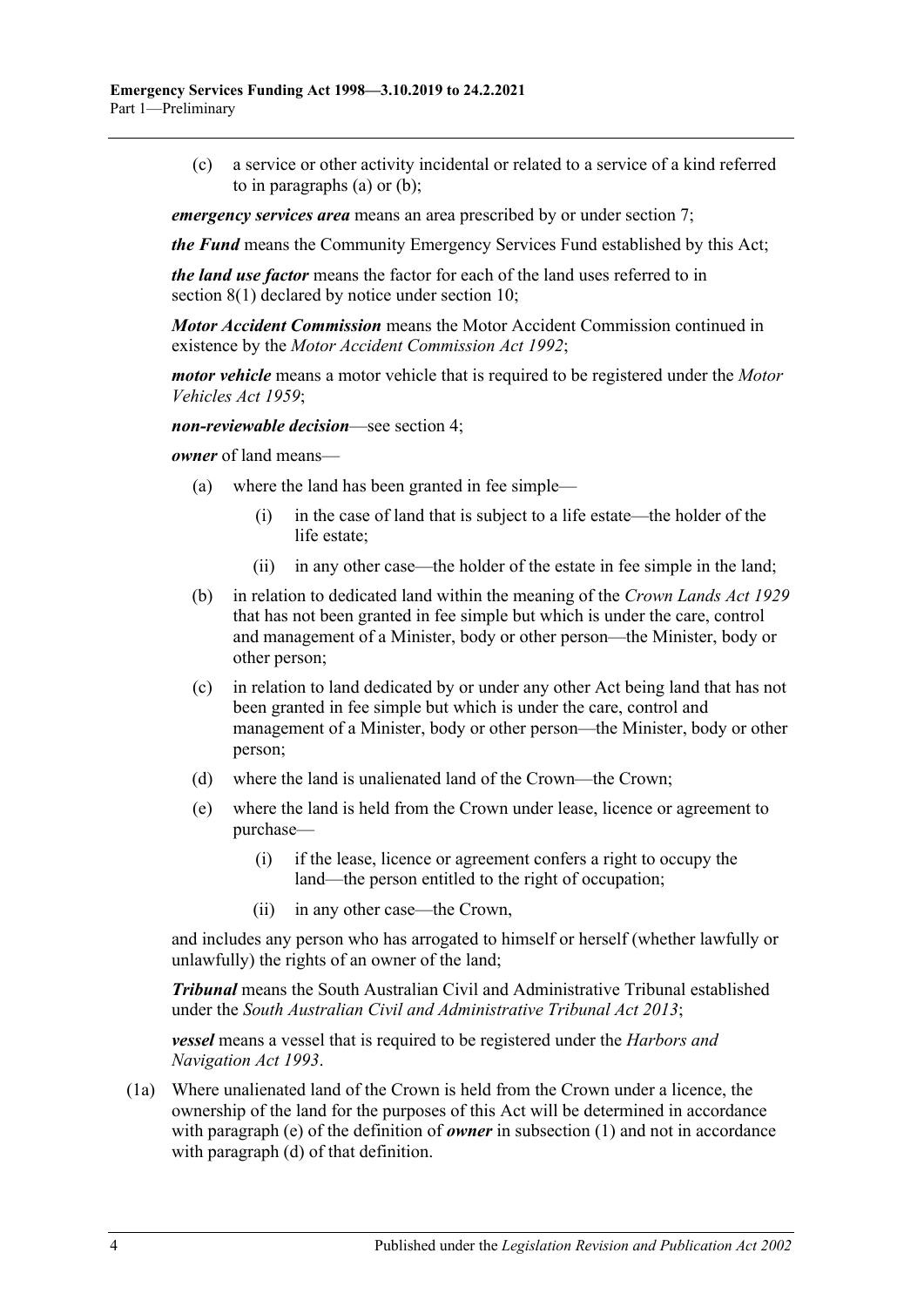(c) a service or other activity incidental or related to a service of a kind referred to in paragraphs (a) or (b);

***emergency services area*** means an area prescribed by or under section 7;

***the Fund*** means the Community Emergency Services Fund established by this Act;

***the land use factor*** means the factor for each of the land uses referred to in section 8(1) declared by notice under section 10;

***Motor Accident Commission*** means the Motor Accident Commission continued in existence by the *Motor Accident Commission Act 1992*;

***motor vehicle*** means a motor vehicle that is required to be registered under the *Motor Vehicles Act 1959*;

***non-reviewable decision***—see section 4;

***owner*** of land means—

(a) where the land has been granted in fee simple—

(i) in the case of land that is subject to a life estate—the holder of the life estate;

(ii) in any other case—the holder of the estate in fee simple in the land;

(b) in relation to dedicated land within the meaning of the *Crown Lands Act 1929* that has not been granted in fee simple but which is under the care, control and management of a Minister, body or other person—the Minister, body or other person;

(c) in relation to land dedicated by or under any other Act being land that has not been granted in fee simple but which is under the care, control and management of a Minister, body or other person—the Minister, body or other person;

(d) where the land is unalienated land of the Crown—the Crown;

(e) where the land is held from the Crown under lease, licence or agreement to purchase—

(i) if the lease, licence or agreement confers a right to occupy the land—the person entitled to the right of occupation;

(ii) in any other case—the Crown,

and includes any person who has arrogated to himself or herself (whether lawfully or unlawfully) the rights of an owner of the land;

***Tribunal*** means the South Australian Civil and Administrative Tribunal established under the *South Australian Civil and Administrative Tribunal Act 2013*;

***vessel*** means a vessel that is required to be registered under the *Harbors and Navigation Act 1993*.

(1a) Where unalienated land of the Crown is held from the Crown under a licence, the ownership of the land for the purposes of this Act will be determined in accordance with paragraph (e) of the definition of ***owner*** in subsection (1) and not in accordance with paragraph (d) of that definition.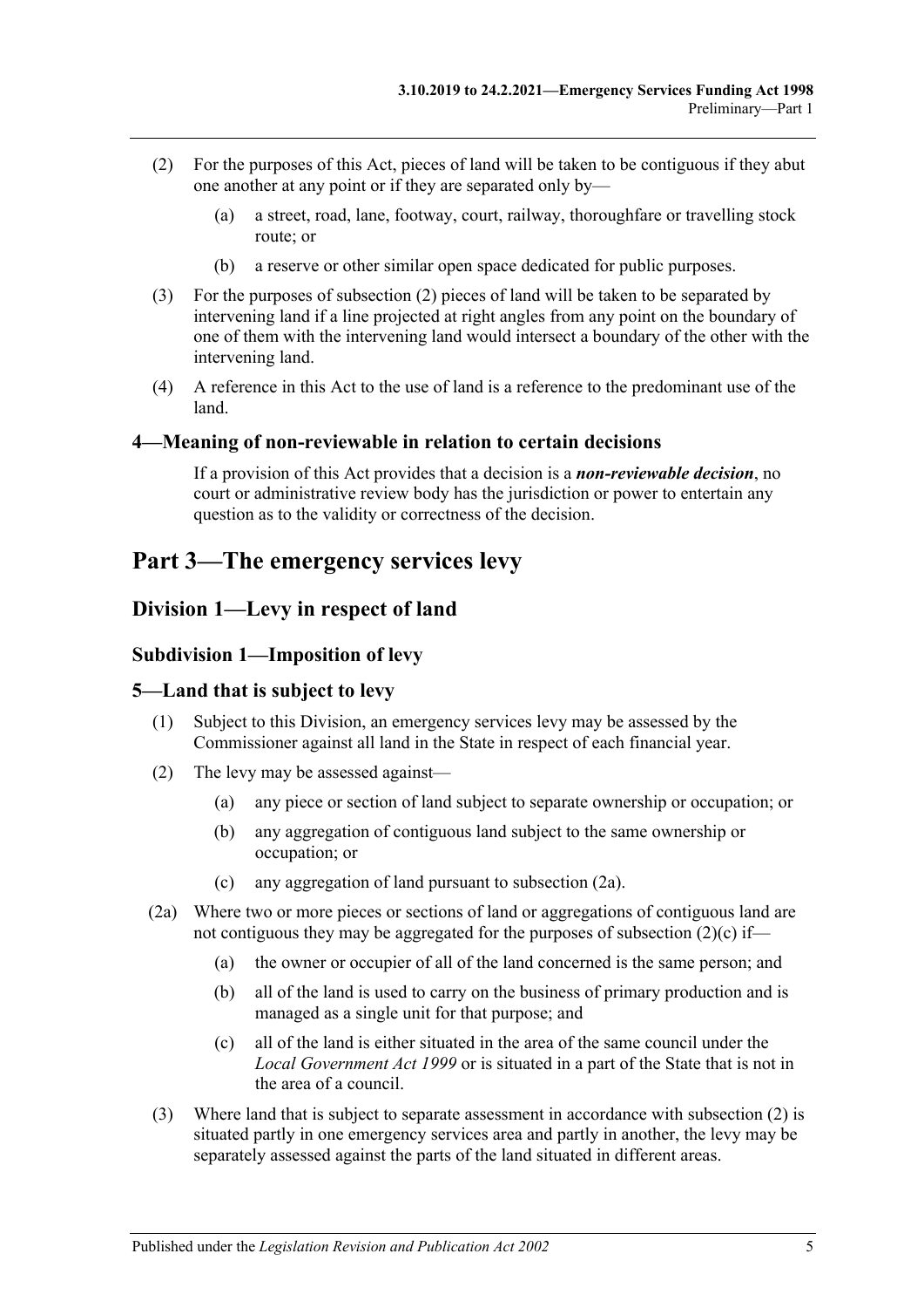(2) For the purposes of this Act, pieces of land will be taken to be contiguous if they abut one another at any point or if they are separated only by—

(a) a street, road, lane, footway, court, railway, thoroughfare or travelling stock route; or

(b) a reserve or other similar open space dedicated for public purposes.

(3) For the purposes of subsection (2) pieces of land will be taken to be separated by intervening land if a line projected at right angles from any point on the boundary of one of them with the intervening land would intersect a boundary of the other with the intervening land.

(4) A reference in this Act to the use of land is a reference to the predominant use of the land.

### 4—Meaning of non-reviewable in relation to certain decisions

If a provision of this Act provides that a decision is a ***non-reviewable decision***, no court or administrative review body has the jurisdiction or power to entertain any question as to the validity or correctness of the decision.

# Part 3—The emergency services levy

## Division 1—Levy in respect of land

### Subdivision 1—Imposition of levy

### 5—Land that is subject to levy

(1) Subject to this Division, an emergency services levy may be assessed by the Commissioner against all land in the State in respect of each financial year.

(2) The levy may be assessed against—

(a) any piece or section of land subject to separate ownership or occupation; or

(b) any aggregation of contiguous land subject to the same ownership or occupation; or

(c) any aggregation of land pursuant to subsection (2a).

(2a) Where two or more pieces or sections of land or aggregations of contiguous land are not contiguous they may be aggregated for the purposes of subsection (2)(c) if—

(a) the owner or occupier of all of the land concerned is the same person; and

(b) all of the land is used to carry on the business of primary production and is managed as a single unit for that purpose; and

(c) all of the land is either situated in the area of the same council under the *Local Government Act 1999* or is situated in a part of the State that is not in the area of a council.

(3) Where land that is subject to separate assessment in accordance with subsection (2) is situated partly in one emergency services area and partly in another, the levy may be separately assessed against the parts of the land situated in different areas.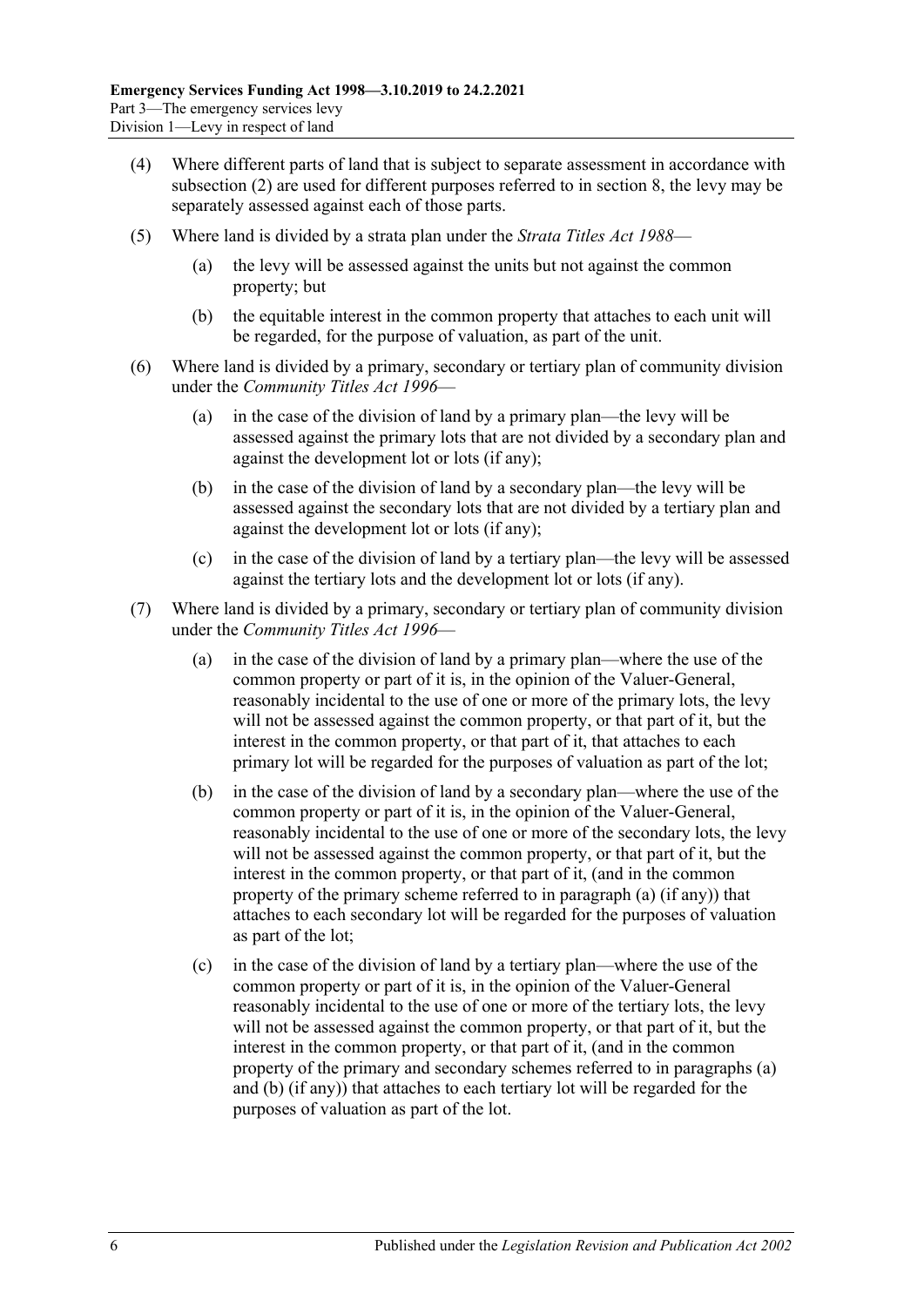(4) Where different parts of land that is subject to separate assessment in accordance with subsection (2) are used for different purposes referred to in section 8, the levy may be separately assessed against each of those parts.

(5) Where land is divided by a strata plan under the *Strata Titles Act 1988*—

(a) the levy will be assessed against the units but not against the common property; but

(b) the equitable interest in the common property that attaches to each unit will be regarded, for the purpose of valuation, as part of the unit.

(6) Where land is divided by a primary, secondary or tertiary plan of community division under the *Community Titles Act 1996*—

(a) in the case of the division of land by a primary plan—the levy will be assessed against the primary lots that are not divided by a secondary plan and against the development lot or lots (if any);

(b) in the case of the division of land by a secondary plan—the levy will be assessed against the secondary lots that are not divided by a tertiary plan and against the development lot or lots (if any);

(c) in the case of the division of land by a tertiary plan—the levy will be assessed against the tertiary lots and the development lot or lots (if any).

(7) Where land is divided by a primary, secondary or tertiary plan of community division under the *Community Titles Act 1996*—

(a) in the case of the division of land by a primary plan—where the use of the common property or part of it is, in the opinion of the Valuer-General, reasonably incidental to the use of one or more of the primary lots, the levy will not be assessed against the common property, or that part of it, but the interest in the common property, or that part of it, that attaches to each primary lot will be regarded for the purposes of valuation as part of the lot;

(b) in the case of the division of land by a secondary plan—where the use of the common property or part of it is, in the opinion of the Valuer-General, reasonably incidental to the use of one or more of the secondary lots, the levy will not be assessed against the common property, or that part of it, but the interest in the common property, or that part of it, (and in the common property of the primary scheme referred to in paragraph (a) (if any)) that attaches to each secondary lot will be regarded for the purposes of valuation as part of the lot;

(c) in the case of the division of land by a tertiary plan—where the use of the common property or part of it is, in the opinion of the Valuer-General reasonably incidental to the use of one or more of the tertiary lots, the levy will not be assessed against the common property, or that part of it, but the interest in the common property, or that part of it, (and in the common property of the primary and secondary schemes referred to in paragraphs (a) and (b) (if any)) that attaches to each tertiary lot will be regarded for the purposes of valuation as part of the lot.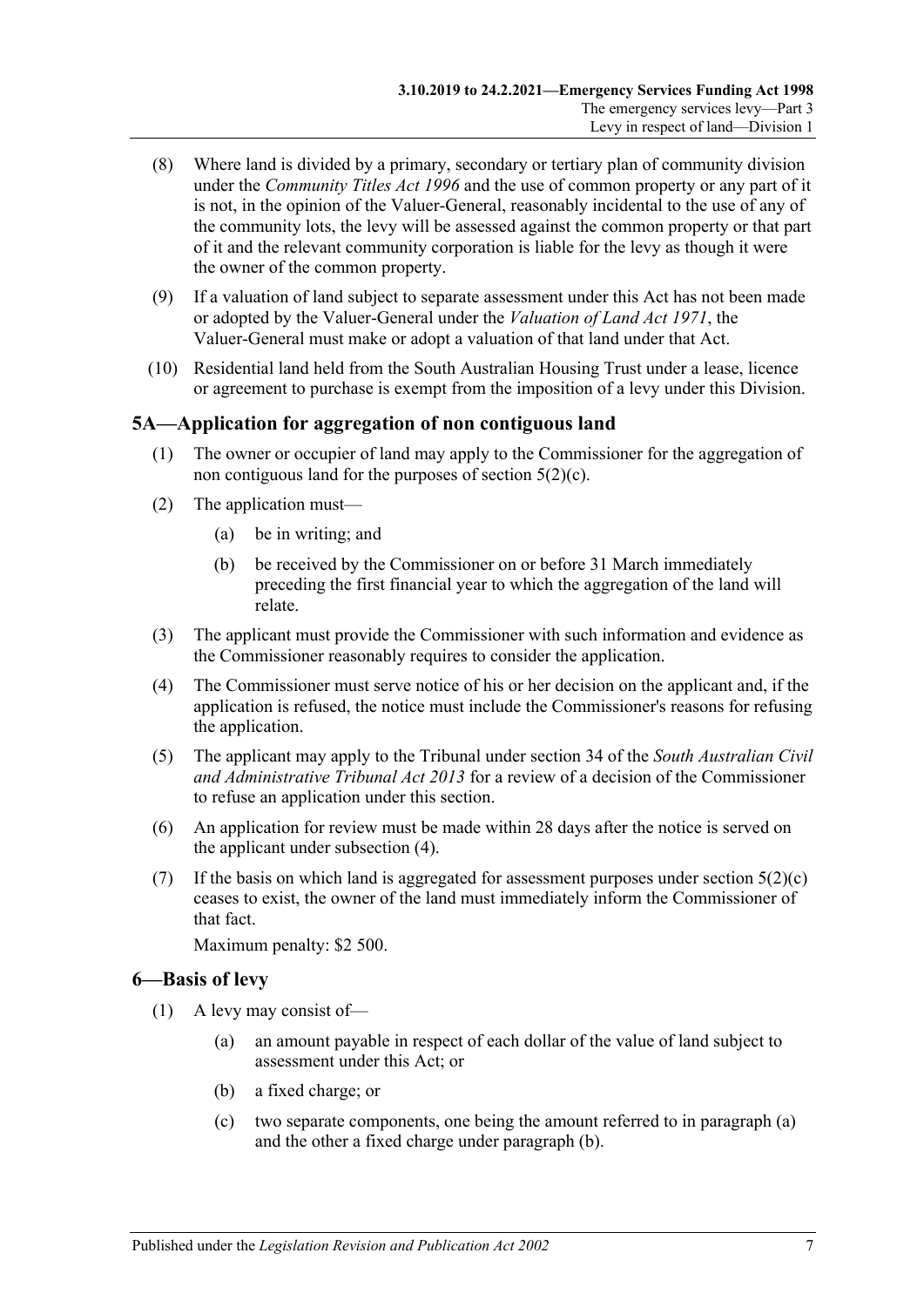(8) Where land is divided by a primary, secondary or tertiary plan of community division under the *Community Titles Act 1996* and the use of common property or any part of it is not, in the opinion of the Valuer-General, reasonably incidental to the use of any of the community lots, the levy will be assessed against the common property or that part of it and the relevant community corporation is liable for the levy as though it were the owner of the common property.

(9) If a valuation of land subject to separate assessment under this Act has not been made or adopted by the Valuer-General under the *Valuation of Land Act 1971*, the Valuer-General must make or adopt a valuation of that land under that Act.

(10) Residential land held from the South Australian Housing Trust under a lease, licence or agreement to purchase is exempt from the imposition of a levy under this Division.

## 5A—Application for aggregation of non contiguous land

(1) The owner or occupier of land may apply to the Commissioner for the aggregation of non contiguous land for the purposes of section 5(2)(c).

(2) The application must—

- (a) be in writing; and
- (b) be received by the Commissioner on or before 31 March immediately preceding the first financial year to which the aggregation of the land will relate.

(3) The applicant must provide the Commissioner with such information and evidence as the Commissioner reasonably requires to consider the application.

(4) The Commissioner must serve notice of his or her decision on the applicant and, if the application is refused, the notice must include the Commissioner's reasons for refusing the application.

(5) The applicant may apply to the Tribunal under section 34 of the *South Australian Civil and Administrative Tribunal Act 2013* for a review of a decision of the Commissioner to refuse an application under this section.

(6) An application for review must be made within 28 days after the notice is served on the applicant under subsection (4).

(7) If the basis on which land is aggregated for assessment purposes under section 5(2)(c) ceases to exist, the owner of the land must immediately inform the Commissioner of that fact.

Maximum penalty: $2 500.

## 6—Basis of levy

(1) A levy may consist of—

- (a) an amount payable in respect of each dollar of the value of land subject to assessment under this Act; or
- (b) a fixed charge; or
- (c) two separate components, one being the amount referred to in paragraph (a) and the other a fixed charge under paragraph (b).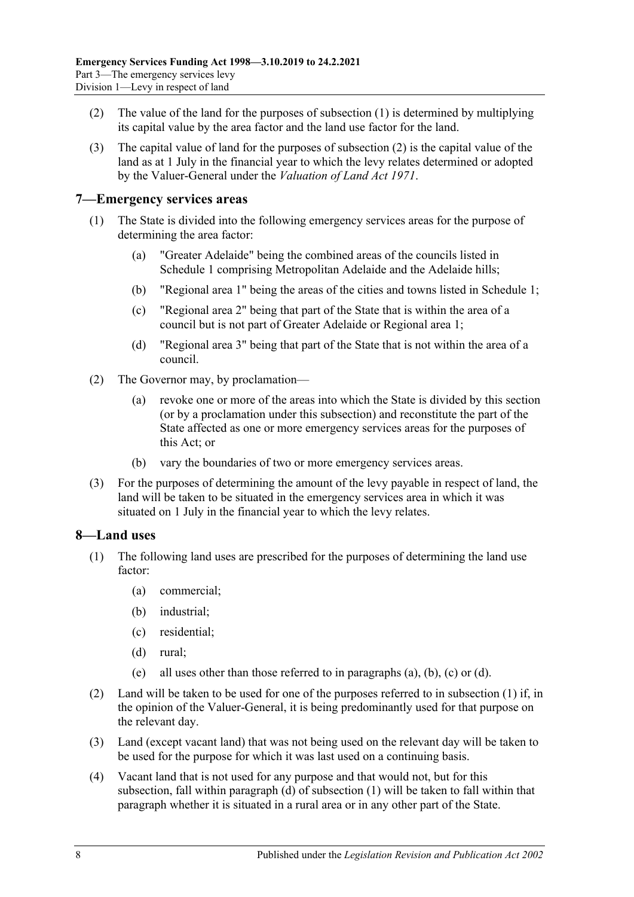(2) The value of the land for the purposes of subsection (1) is determined by multiplying its capital value by the area factor and the land use factor for the land.

(3) The capital value of land for the purposes of subsection (2) is the capital value of the land as at 1 July in the financial year to which the levy relates determined or adopted by the Valuer-General under the *Valuation of Land Act 1971*.

## 7—Emergency services areas

(1) The State is divided into the following emergency services areas for the purpose of determining the area factor:

- (a) "Greater Adelaide" being the combined areas of the councils listed in Schedule 1 comprising Metropolitan Adelaide and the Adelaide hills;
- (b) "Regional area 1" being the areas of the cities and towns listed in Schedule 1;
- (c) "Regional area 2" being that part of the State that is within the area of a council but is not part of Greater Adelaide or Regional area 1;
- (d) "Regional area 3" being that part of the State that is not within the area of a council.

(2) The Governor may, by proclamation—

- (a) revoke one or more of the areas into which the State is divided by this section (or by a proclamation under this subsection) and reconstitute the part of the State affected as one or more emergency services areas for the purposes of this Act; or
- (b) vary the boundaries of two or more emergency services areas.

(3) For the purposes of determining the amount of the levy payable in respect of land, the land will be taken to be situated in the emergency services area in which it was situated on 1 July in the financial year to which the levy relates.

## 8—Land uses

(1) The following land uses are prescribed for the purposes of determining the land use factor:

- (a) commercial;
- (b) industrial;
- (c) residential;
- (d) rural;
- (e) all uses other than those referred to in paragraphs (a), (b), (c) or (d).

(2) Land will be taken to be used for one of the purposes referred to in subsection (1) if, in the opinion of the Valuer-General, it is being predominantly used for that purpose on the relevant day.

(3) Land (except vacant land) that was not being used on the relevant day will be taken to be used for the purpose for which it was last used on a continuing basis.

(4) Vacant land that is not used for any purpose and that would not, but for this subsection, fall within paragraph (d) of subsection (1) will be taken to fall within that paragraph whether it is situated in a rural area or in any other part of the State.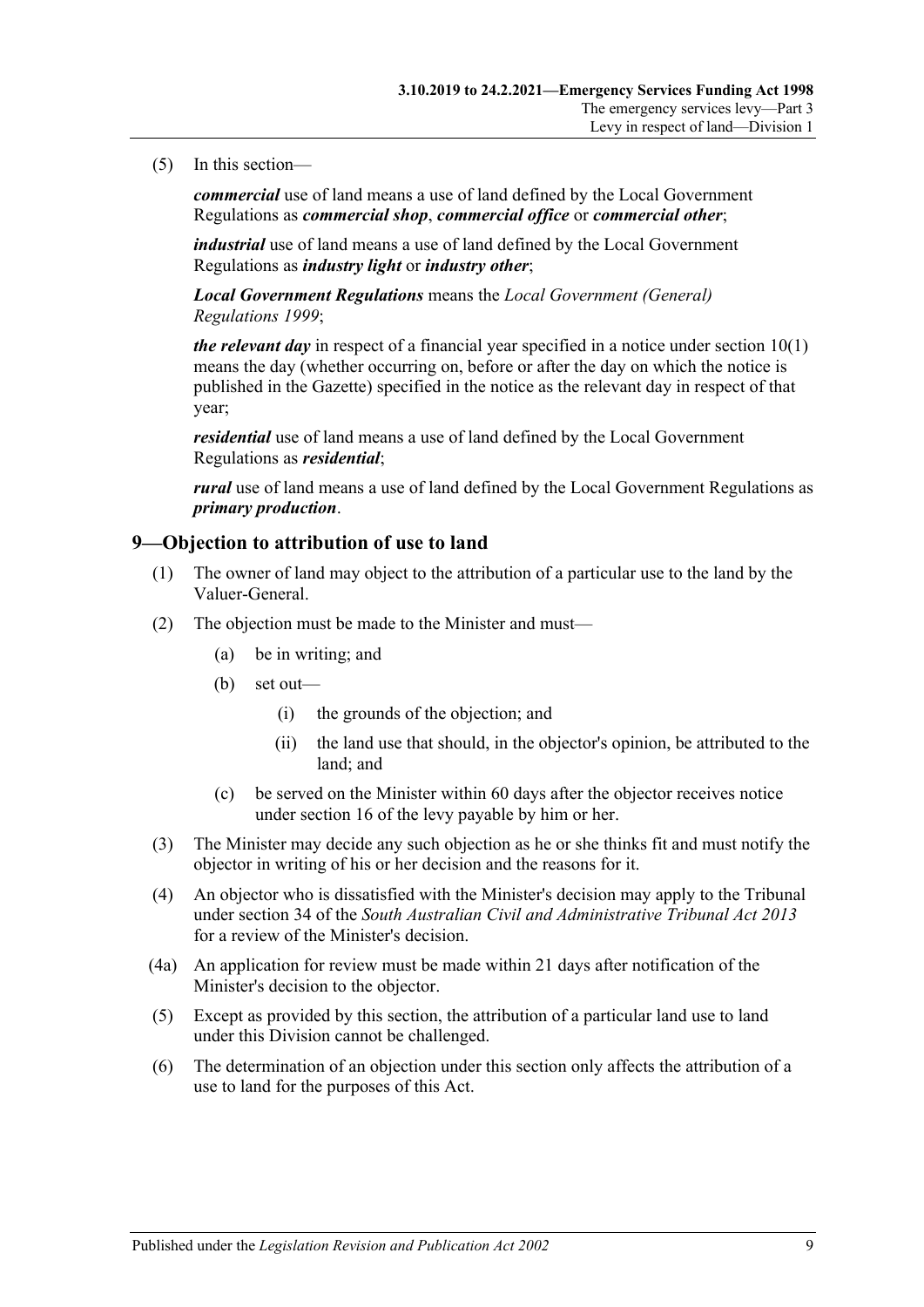(5) In this section—

***commercial*** use of land means a use of land defined by the Local Government Regulations as ***commercial shop***, ***commercial office*** or ***commercial other***;

***industrial*** use of land means a use of land defined by the Local Government Regulations as ***industry light*** or ***industry other***;

***Local Government Regulations*** means the *Local Government (General) Regulations 1999*;

***the relevant day*** in respect of a financial year specified in a notice under section 10(1) means the day (whether occurring on, before or after the day on which the notice is published in the Gazette) specified in the notice as the relevant day in respect of that year;

***residential*** use of land means a use of land defined by the Local Government Regulations as ***residential***;

***rural*** use of land means a use of land defined by the Local Government Regulations as ***primary production***.

## 9—Objection to attribution of use to land

(1) The owner of land may object to the attribution of a particular use to the land by the Valuer-General.

(2) The objection must be made to the Minister and must—

- (a) be in writing; and
- (b) set out—
  - (i) the grounds of the objection; and
  - (ii) the land use that should, in the objector's opinion, be attributed to the land; and
- (c) be served on the Minister within 60 days after the objector receives notice under section 16 of the levy payable by him or her.

(3) The Minister may decide any such objection as he or she thinks fit and must notify the objector in writing of his or her decision and the reasons for it.

(4) An objector who is dissatisfied with the Minister's decision may apply to the Tribunal under section 34 of the *South Australian Civil and Administrative Tribunal Act 2013* for a review of the Minister's decision.

(4a) An application for review must be made within 21 days after notification of the Minister's decision to the objector.

(5) Except as provided by this section, the attribution of a particular land use to land under this Division cannot be challenged.

(6) The determination of an objection under this section only affects the attribution of a use to land for the purposes of this Act.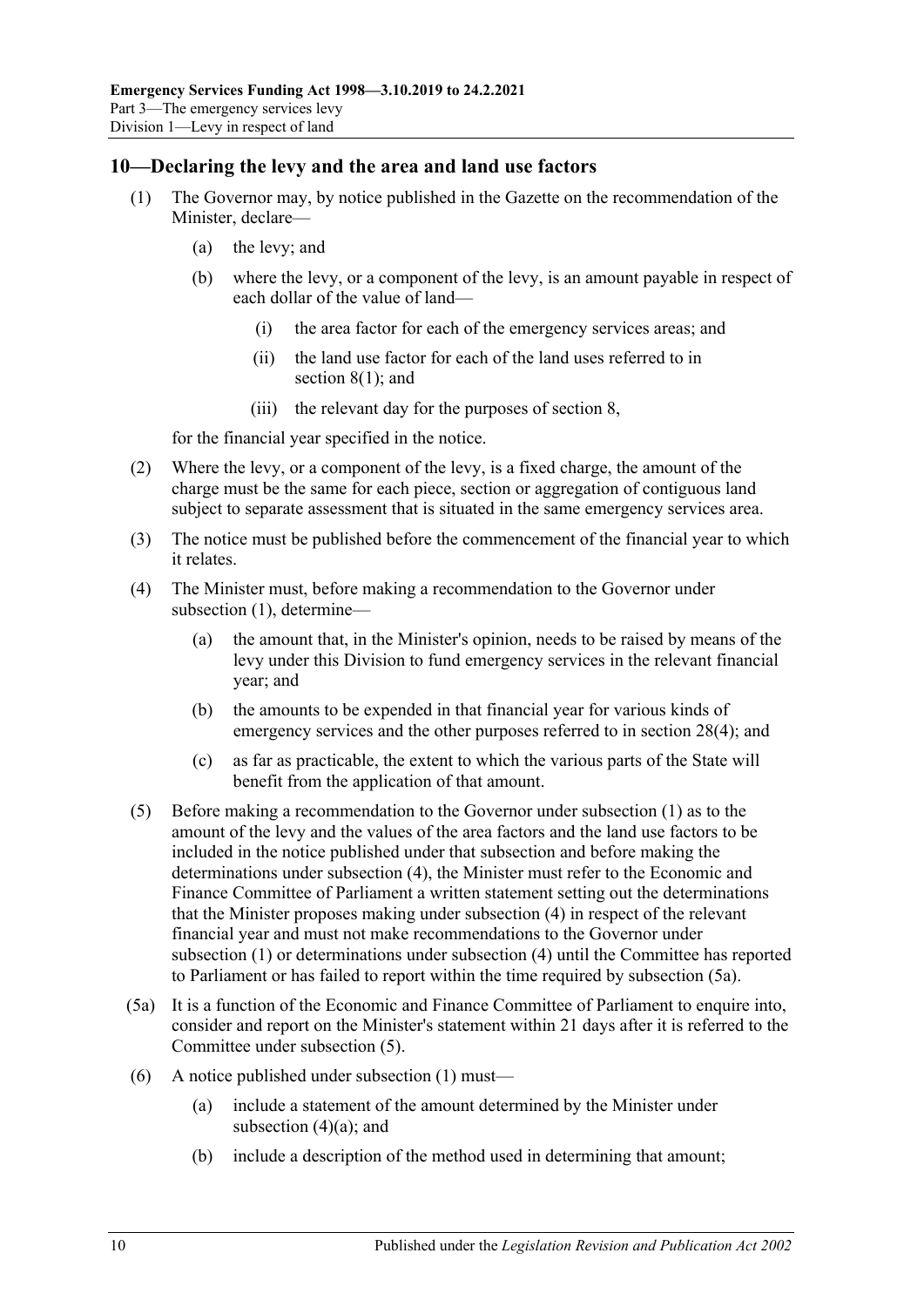## 10—Declaring the levy and the area and land use factors

(1) The Governor may, by notice published in the Gazette on the recommendation of the Minister, declare—

  (a) the levy; and

  (b) where the levy, or a component of the levy, is an amount payable in respect of each dollar of the value of land—

    (i) the area factor for each of the emergency services areas; and

    (ii) the land use factor for each of the land uses referred to in section 8(1); and

    (iii) the relevant day for the purposes of section 8,

for the financial year specified in the notice.

(2) Where the levy, or a component of the levy, is a fixed charge, the amount of the charge must be the same for each piece, section or aggregation of contiguous land subject to separate assessment that is situated in the same emergency services area.

(3) The notice must be published before the commencement of the financial year to which it relates.

(4) The Minister must, before making a recommendation to the Governor under subsection (1), determine—

  (a) the amount that, in the Minister's opinion, needs to be raised by means of the levy under this Division to fund emergency services in the relevant financial year; and

  (b) the amounts to be expended in that financial year for various kinds of emergency services and the other purposes referred to in section 28(4); and

  (c) as far as practicable, the extent to which the various parts of the State will benefit from the application of that amount.

(5) Before making a recommendation to the Governor under subsection (1) as to the amount of the levy and the values of the area factors and the land use factors to be included in the notice published under that subsection and before making the determinations under subsection (4), the Minister must refer to the Economic and Finance Committee of Parliament a written statement setting out the determinations that the Minister proposes making under subsection (4) in respect of the relevant financial year and must not make recommendations to the Governor under subsection (1) or determinations under subsection (4) until the Committee has reported to Parliament or has failed to report within the time required by subsection (5a).

(5a) It is a function of the Economic and Finance Committee of Parliament to enquire into, consider and report on the Minister's statement within 21 days after it is referred to the Committee under subsection (5).

(6) A notice published under subsection (1) must—

  (a) include a statement of the amount determined by the Minister under subsection (4)(a); and

  (b) include a description of the method used in determining that amount;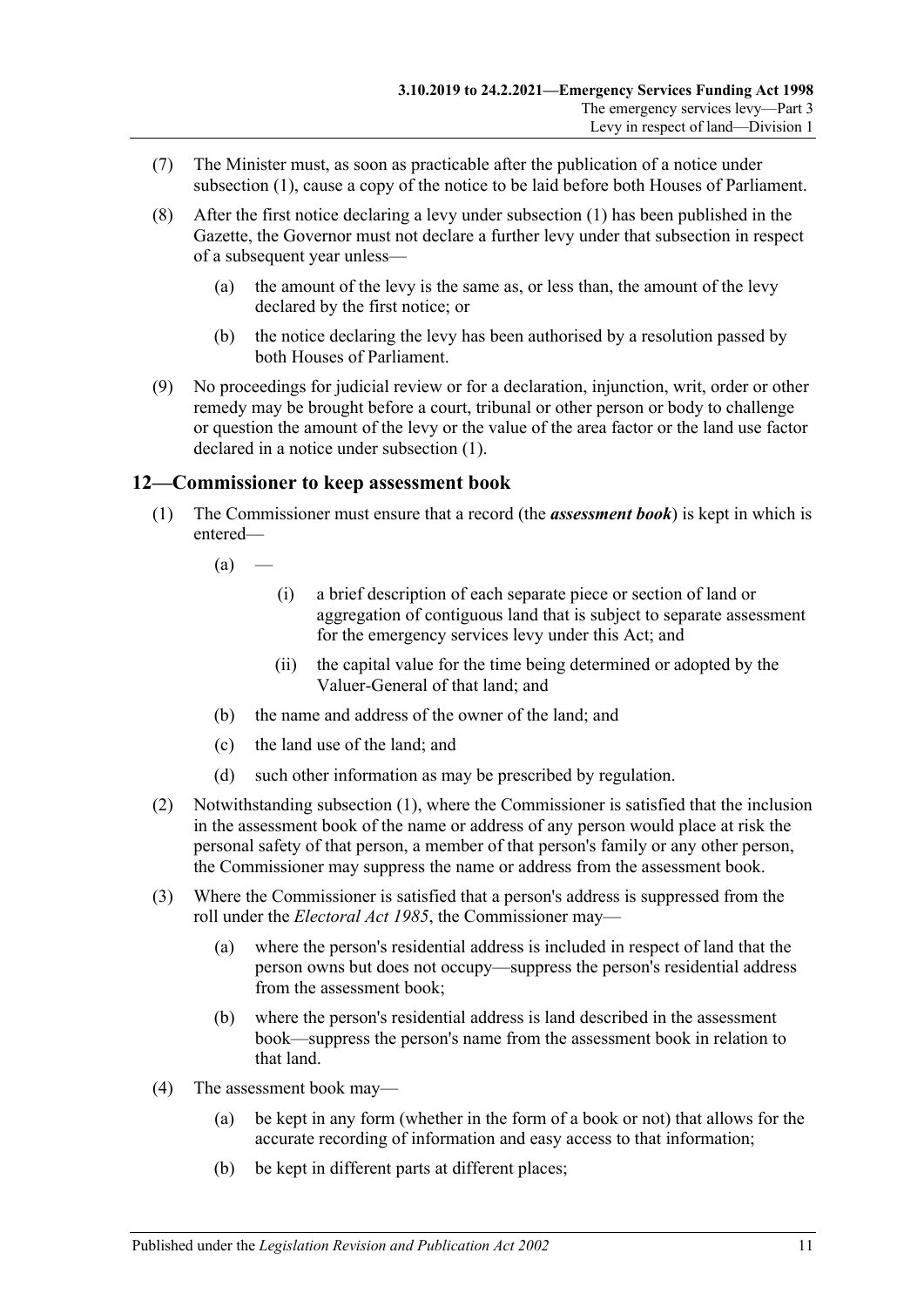(7) The Minister must, as soon as practicable after the publication of a notice under subsection (1), cause a copy of the notice to be laid before both Houses of Parliament.

(8) After the first notice declaring a levy under subsection (1) has been published in the Gazette, the Governor must not declare a further levy under that subsection in respect of a subsequent year unless—

(a) the amount of the levy is the same as, or less than, the amount of the levy declared by the first notice; or

(b) the notice declaring the levy has been authorised by a resolution passed by both Houses of Parliament.

(9) No proceedings for judicial review or for a declaration, injunction, writ, order or other remedy may be brought before a court, tribunal or other person or body to challenge or question the amount of the levy or the value of the area factor or the land use factor declared in a notice under subsection (1).

## 12—Commissioner to keep assessment book

(1) The Commissioner must ensure that a record (the ***assessment book***) is kept in which is entered—

(a) —

(i) a brief description of each separate piece or section of land or aggregation of contiguous land that is subject to separate assessment for the emergency services levy under this Act; and

(ii) the capital value for the time being determined or adopted by the Valuer-General of that land; and

(b) the name and address of the owner of the land; and

(c) the land use of the land; and

(d) such other information as may be prescribed by regulation.

(2) Notwithstanding subsection (1), where the Commissioner is satisfied that the inclusion in the assessment book of the name or address of any person would place at risk the personal safety of that person, a member of that person's family or any other person, the Commissioner may suppress the name or address from the assessment book.

(3) Where the Commissioner is satisfied that a person's address is suppressed from the roll under the *Electoral Act 1985*, the Commissioner may—

(a) where the person's residential address is included in respect of land that the person owns but does not occupy—suppress the person's residential address from the assessment book;

(b) where the person's residential address is land described in the assessment book—suppress the person's name from the assessment book in relation to that land.

(4) The assessment book may—

(a) be kept in any form (whether in the form of a book or not) that allows for the accurate recording of information and easy access to that information;

(b) be kept in different parts at different places;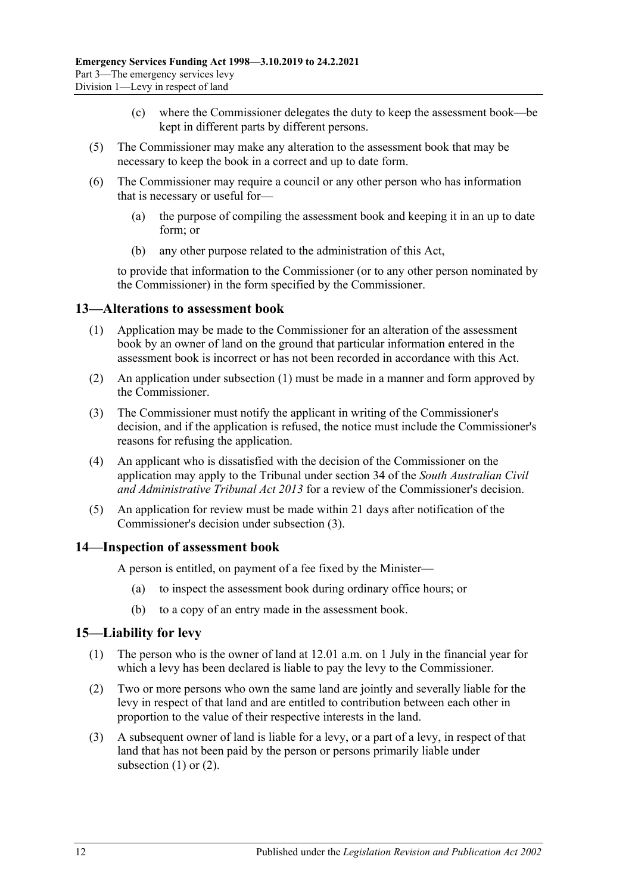(c) where the Commissioner delegates the duty to keep the assessment book—be kept in different parts by different persons.

(5) The Commissioner may make any alteration to the assessment book that may be necessary to keep the book in a correct and up to date form.

(6) The Commissioner may require a council or any other person who has information that is necessary or useful for—

(a) the purpose of compiling the assessment book and keeping it in an up to date form; or

(b) any other purpose related to the administration of this Act,

to provide that information to the Commissioner (or to any other person nominated by the Commissioner) in the form specified by the Commissioner.

## 13—Alterations to assessment book

(1) Application may be made to the Commissioner for an alteration of the assessment book by an owner of land on the ground that particular information entered in the assessment book is incorrect or has not been recorded in accordance with this Act.

(2) An application under subsection (1) must be made in a manner and form approved by the Commissioner.

(3) The Commissioner must notify the applicant in writing of the Commissioner's decision, and if the application is refused, the notice must include the Commissioner's reasons for refusing the application.

(4) An applicant who is dissatisfied with the decision of the Commissioner on the application may apply to the Tribunal under section 34 of the *South Australian Civil and Administrative Tribunal Act 2013* for a review of the Commissioner's decision.

(5) An application for review must be made within 21 days after notification of the Commissioner's decision under subsection (3).

## 14—Inspection of assessment book

A person is entitled, on payment of a fee fixed by the Minister—

(a) to inspect the assessment book during ordinary office hours; or

(b) to a copy of an entry made in the assessment book.

## 15—Liability for levy

(1) The person who is the owner of land at 12.01 a.m. on 1 July in the financial year for which a levy has been declared is liable to pay the levy to the Commissioner.

(2) Two or more persons who own the same land are jointly and severally liable for the levy in respect of that land and are entitled to contribution between each other in proportion to the value of their respective interests in the land.

(3) A subsequent owner of land is liable for a levy, or a part of a levy, in respect of that land that has not been paid by the person or persons primarily liable under subsection (1) or (2).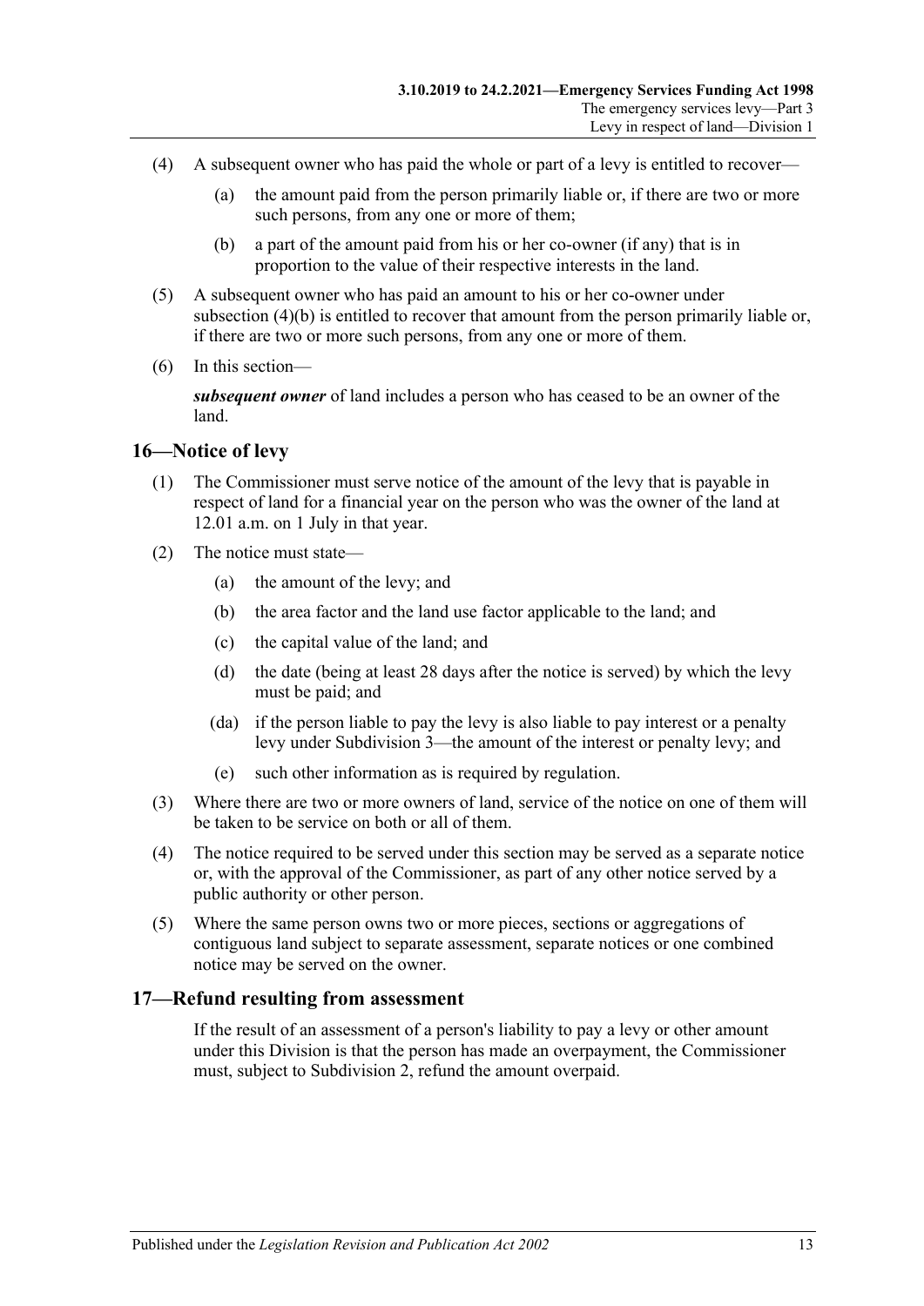(4) A subsequent owner who has paid the whole or part of a levy is entitled to recover—

  (a) the amount paid from the person primarily liable or, if there are two or more such persons, from any one or more of them;

  (b) a part of the amount paid from his or her co-owner (if any) that is in proportion to the value of their respective interests in the land.

(5) A subsequent owner who has paid an amount to his or her co-owner under subsection (4)(b) is entitled to recover that amount from the person primarily liable or, if there are two or more such persons, from any one or more of them.

(6) In this section—

***subsequent owner*** of land includes a person who has ceased to be an owner of the land.

## 16—Notice of levy

(1) The Commissioner must serve notice of the amount of the levy that is payable in respect of land for a financial year on the person who was the owner of the land at 12.01 a.m. on 1 July in that year.

(2) The notice must state—

  (a) the amount of the levy; and

  (b) the area factor and the land use factor applicable to the land; and

  (c) the capital value of the land; and

  (d) the date (being at least 28 days after the notice is served) by which the levy must be paid; and

  (da) if the person liable to pay the levy is also liable to pay interest or a penalty levy under Subdivision 3—the amount of the interest or penalty levy; and

  (e) such other information as is required by regulation.

(3) Where there are two or more owners of land, service of the notice on one of them will be taken to be service on both or all of them.

(4) The notice required to be served under this section may be served as a separate notice or, with the approval of the Commissioner, as part of any other notice served by a public authority or other person.

(5) Where the same person owns two or more pieces, sections or aggregations of contiguous land subject to separate assessment, separate notices or one combined notice may be served on the owner.

## 17—Refund resulting from assessment

If the result of an assessment of a person's liability to pay a levy or other amount under this Division is that the person has made an overpayment, the Commissioner must, subject to Subdivision 2, refund the amount overpaid.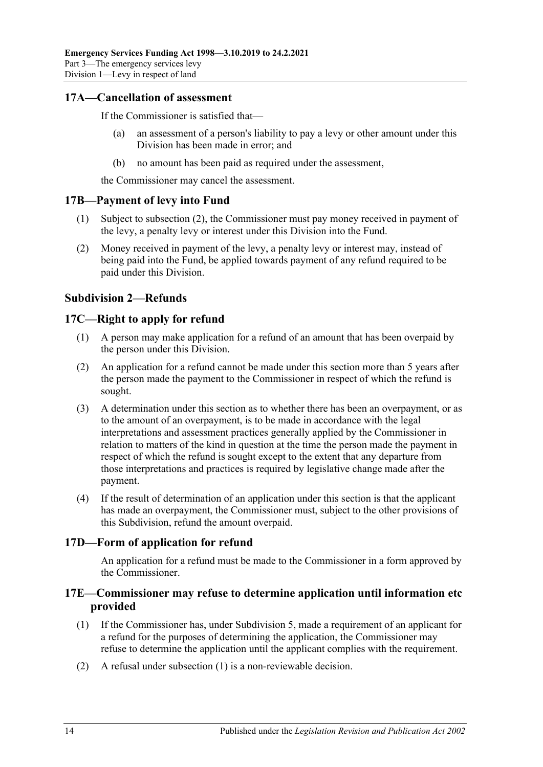## 17A—Cancellation of assessment

If the Commissioner is satisfied that—

(a) an assessment of a person's liability to pay a levy or other amount under this Division has been made in error; and

(b) no amount has been paid as required under the assessment,

the Commissioner may cancel the assessment.

## 17B—Payment of levy into Fund

(1) Subject to subsection (2), the Commissioner must pay money received in payment of the levy, a penalty levy or interest under this Division into the Fund.

(2) Money received in payment of the levy, a penalty levy or interest may, instead of being paid into the Fund, be applied towards payment of any refund required to be paid under this Division.

### Subdivision 2—Refunds

## 17C—Right to apply for refund

(1) A person may make application for a refund of an amount that has been overpaid by the person under this Division.

(2) An application for a refund cannot be made under this section more than 5 years after the person made the payment to the Commissioner in respect of which the refund is sought.

(3) A determination under this section as to whether there has been an overpayment, or as to the amount of an overpayment, is to be made in accordance with the legal interpretations and assessment practices generally applied by the Commissioner in relation to matters of the kind in question at the time the person made the payment in respect of which the refund is sought except to the extent that any departure from those interpretations and practices is required by legislative change made after the payment.

(4) If the result of determination of an application under this section is that the applicant has made an overpayment, the Commissioner must, subject to the other provisions of this Subdivision, refund the amount overpaid.

## 17D—Form of application for refund

An application for a refund must be made to the Commissioner in a form approved by the Commissioner.

## 17E—Commissioner may refuse to determine application until information etc provided

(1) If the Commissioner has, under Subdivision 5, made a requirement of an applicant for a refund for the purposes of determining the application, the Commissioner may refuse to determine the application until the applicant complies with the requirement.

(2) A refusal under subsection (1) is a non-reviewable decision.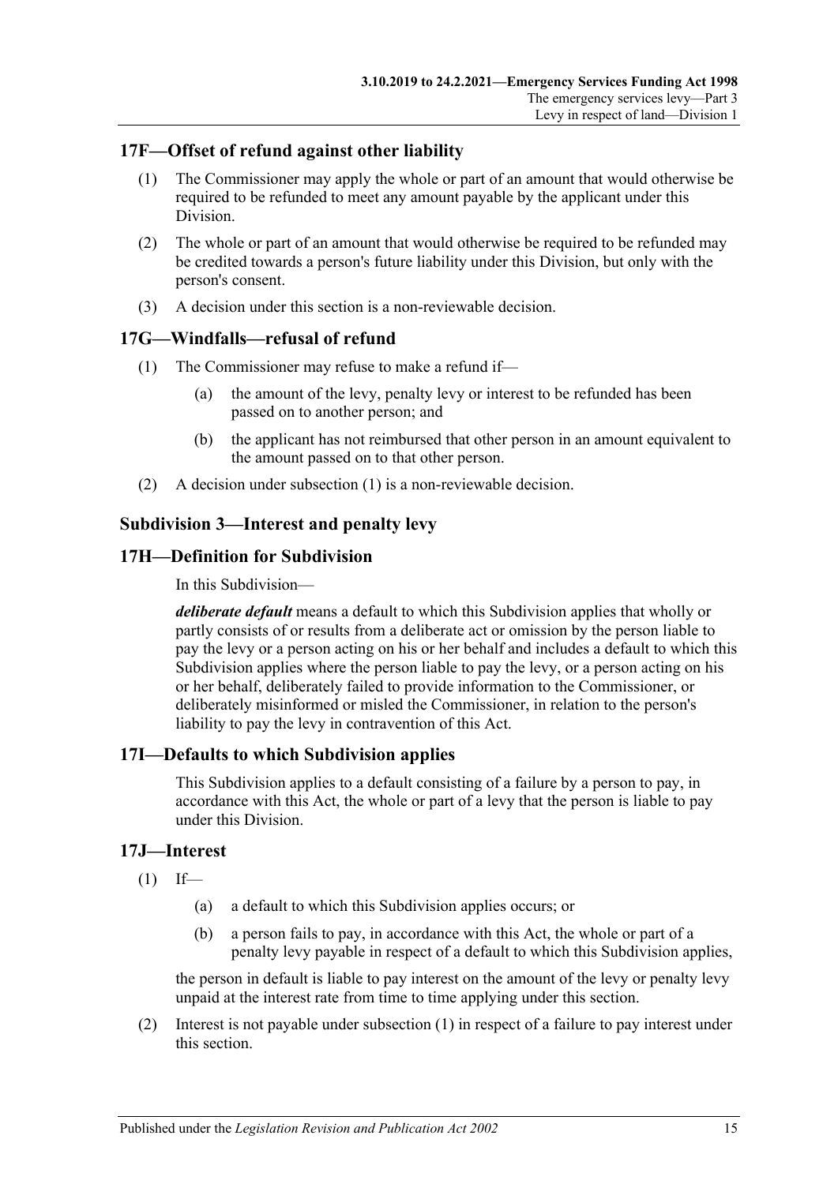## 17F—Offset of refund against other liability

(1) The Commissioner may apply the whole or part of an amount that would otherwise be required to be refunded to meet any amount payable by the applicant under this Division.

(2) The whole or part of an amount that would otherwise be required to be refunded may be credited towards a person's future liability under this Division, but only with the person's consent.

(3) A decision under this section is a non-reviewable decision.

## 17G—Windfalls—refusal of refund

(1) The Commissioner may refuse to make a refund if—

(a) the amount of the levy, penalty levy or interest to be refunded has been passed on to another person; and

(b) the applicant has not reimbursed that other person in an amount equivalent to the amount passed on to that other person.

(2) A decision under subsection (1) is a non-reviewable decision.

### Subdivision 3—Interest and penalty levy

## 17H—Definition for Subdivision

In this Subdivision—

***deliberate default*** means a default to which this Subdivision applies that wholly or partly consists of or results from a deliberate act or omission by the person liable to pay the levy or a person acting on his or her behalf and includes a default to which this Subdivision applies where the person liable to pay the levy, or a person acting on his or her behalf, deliberately failed to provide information to the Commissioner, or deliberately misinformed or misled the Commissioner, in relation to the person's liability to pay the levy in contravention of this Act.

## 17I—Defaults to which Subdivision applies

This Subdivision applies to a default consisting of a failure by a person to pay, in accordance with this Act, the whole or part of a levy that the person is liable to pay under this Division.

## 17J—Interest

(1) If—

(a) a default to which this Subdivision applies occurs; or

(b) a person fails to pay, in accordance with this Act, the whole or part of a penalty levy payable in respect of a default to which this Subdivision applies,

the person in default is liable to pay interest on the amount of the levy or penalty levy unpaid at the interest rate from time to time applying under this section.

(2) Interest is not payable under subsection (1) in respect of a failure to pay interest under this section.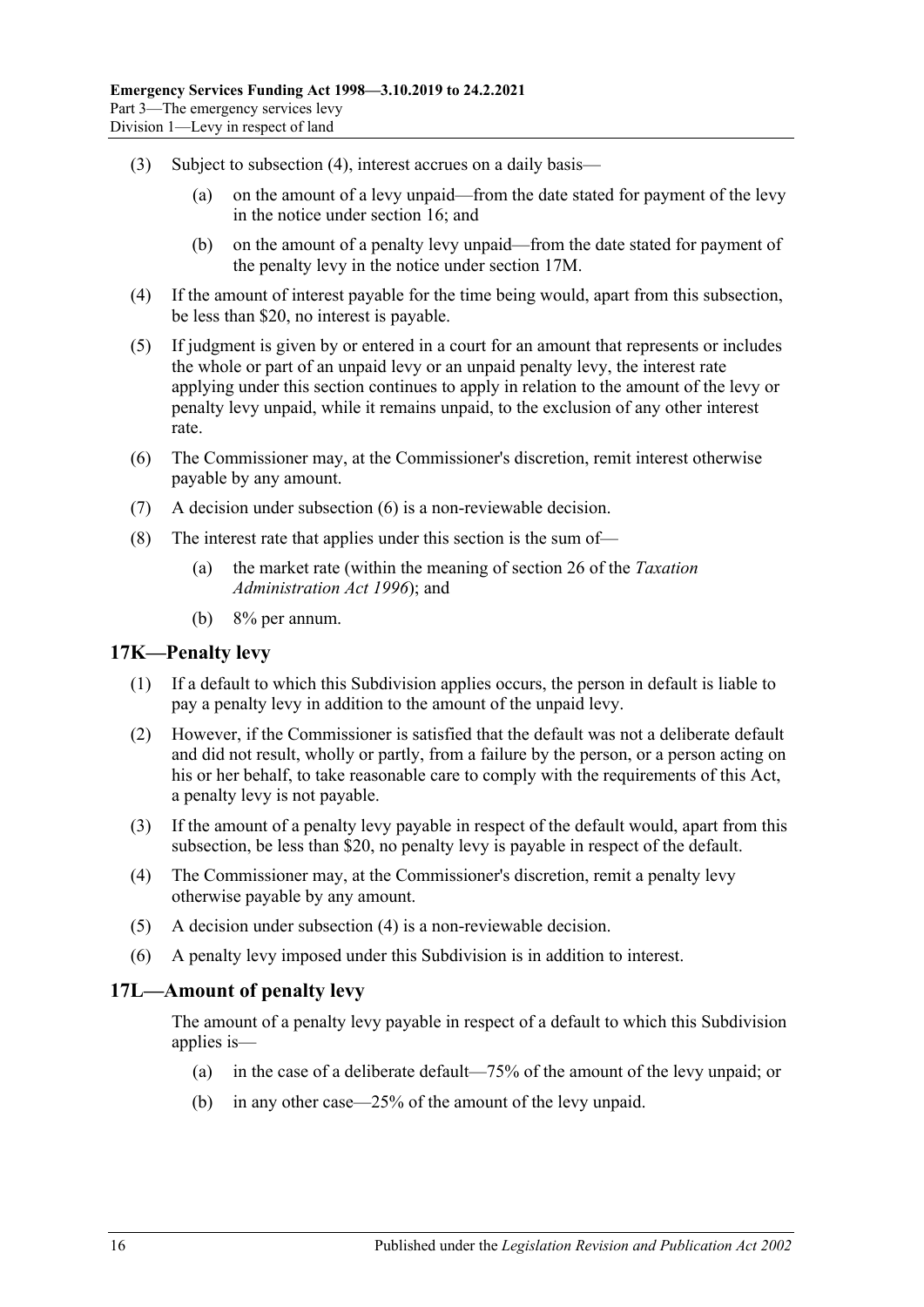(3) Subject to subsection (4), interest accrues on a daily basis—

(a) on the amount of a levy unpaid—from the date stated for payment of the levy in the notice under section 16; and

(b) on the amount of a penalty levy unpaid—from the date stated for payment of the penalty levy in the notice under section 17M.

(4) If the amount of interest payable for the time being would, apart from this subsection, be less than $20, no interest is payable.

(5) If judgment is given by or entered in a court for an amount that represents or includes the whole or part of an unpaid levy or an unpaid penalty levy, the interest rate applying under this section continues to apply in relation to the amount of the levy or penalty levy unpaid, while it remains unpaid, to the exclusion of any other interest rate.

(6) The Commissioner may, at the Commissioner's discretion, remit interest otherwise payable by any amount.

(7) A decision under subsection (6) is a non-reviewable decision.

(8) The interest rate that applies under this section is the sum of—

(a) the market rate (within the meaning of section 26 of the *Taxation Administration Act 1996*); and

(b) 8% per annum.

## 17K—Penalty levy

(1) If a default to which this Subdivision applies occurs, the person in default is liable to pay a penalty levy in addition to the amount of the unpaid levy.

(2) However, if the Commissioner is satisfied that the default was not a deliberate default and did not result, wholly or partly, from a failure by the person, or a person acting on his or her behalf, to take reasonable care to comply with the requirements of this Act, a penalty levy is not payable.

(3) If the amount of a penalty levy payable in respect of the default would, apart from this subsection, be less than $20, no penalty levy is payable in respect of the default.

(4) The Commissioner may, at the Commissioner's discretion, remit a penalty levy otherwise payable by any amount.

(5) A decision under subsection (4) is a non-reviewable decision.

(6) A penalty levy imposed under this Subdivision is in addition to interest.

## 17L—Amount of penalty levy

The amount of a penalty levy payable in respect of a default to which this Subdivision applies is—

(a) in the case of a deliberate default—75% of the amount of the levy unpaid; or

(b) in any other case—25% of the amount of the levy unpaid.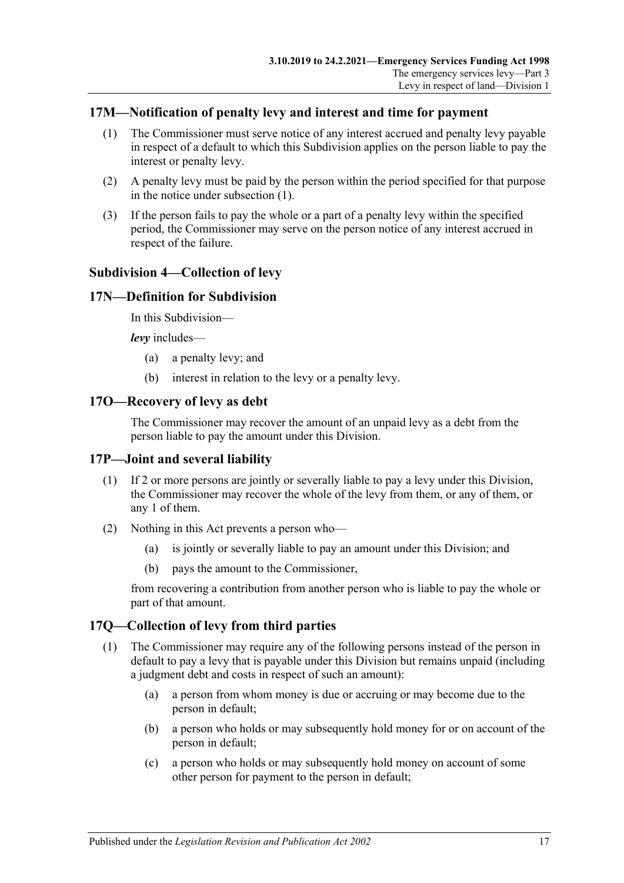## 17M—Notification of penalty levy and interest and time for payment

(1) The Commissioner must serve notice of any interest accrued and penalty levy payable in respect of a default to which this Subdivision applies on the person liable to pay the interest or penalty levy.

(2) A penalty levy must be paid by the person within the period specified for that purpose in the notice under subsection (1).

(3) If the person fails to pay the whole or a part of a penalty levy within the specified period, the Commissioner may serve on the person notice of any interest accrued in respect of the failure.

### Subdivision 4—Collection of levy

## 17N—Definition for Subdivision

In this Subdivision—

***levy*** includes—

(a) a penalty levy; and

(b) interest in relation to the levy or a penalty levy.

## 17O—Recovery of levy as debt

The Commissioner may recover the amount of an unpaid levy as a debt from the person liable to pay the amount under this Division.

## 17P—Joint and several liability

(1) If 2 or more persons are jointly or severally liable to pay a levy under this Division, the Commissioner may recover the whole of the levy from them, or any of them, or any 1 of them.

(2) Nothing in this Act prevents a person who—

(a) is jointly or severally liable to pay an amount under this Division; and

(b) pays the amount to the Commissioner,

from recovering a contribution from another person who is liable to pay the whole or part of that amount.

## 17Q—Collection of levy from third parties

(1) The Commissioner may require any of the following persons instead of the person in default to pay a levy that is payable under this Division but remains unpaid (including a judgment debt and costs in respect of such an amount):

(a) a person from whom money is due or accruing or may become due to the person in default;

(b) a person who holds or may subsequently hold money for or on account of the person in default;

(c) a person who holds or may subsequently hold money on account of some other person for payment to the person in default;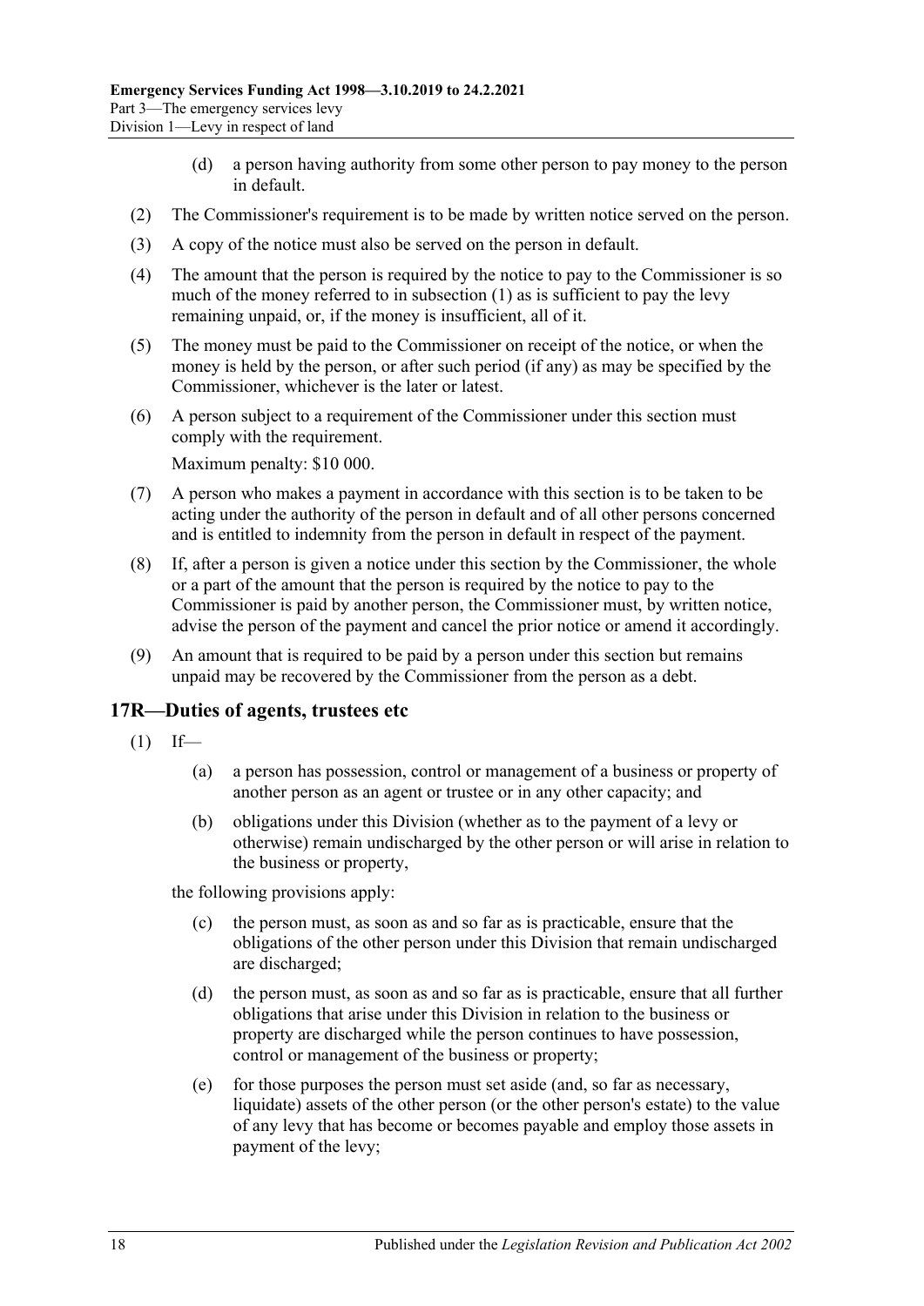(d) a person having authority from some other person to pay money to the person in default.

(2) The Commissioner's requirement is to be made by written notice served on the person.

(3) A copy of the notice must also be served on the person in default.

(4) The amount that the person is required by the notice to pay to the Commissioner is so much of the money referred to in subsection (1) as is sufficient to pay the levy remaining unpaid, or, if the money is insufficient, all of it.

(5) The money must be paid to the Commissioner on receipt of the notice, or when the money is held by the person, or after such period (if any) as may be specified by the Commissioner, whichever is the later or latest.

(6) A person subject to a requirement of the Commissioner under this section must comply with the requirement.

Maximum penalty: $10 000.

(7) A person who makes a payment in accordance with this section is to be taken to be acting under the authority of the person in default and of all other persons concerned and is entitled to indemnity from the person in default in respect of the payment.

(8) If, after a person is given a notice under this section by the Commissioner, the whole or a part of the amount that the person is required by the notice to pay to the Commissioner is paid by another person, the Commissioner must, by written notice, advise the person of the payment and cancel the prior notice or amend it accordingly.

(9) An amount that is required to be paid by a person under this section but remains unpaid may be recovered by the Commissioner from the person as a debt.

## 17R—Duties of agents, trustees etc

(1) If—

(a) a person has possession, control or management of a business or property of another person as an agent or trustee or in any other capacity; and

(b) obligations under this Division (whether as to the payment of a levy or otherwise) remain undischarged by the other person or will arise in relation to the business or property,

the following provisions apply:

(c) the person must, as soon as and so far as is practicable, ensure that the obligations of the other person under this Division that remain undischarged are discharged;

(d) the person must, as soon as and so far as is practicable, ensure that all further obligations that arise under this Division in relation to the business or property are discharged while the person continues to have possession, control or management of the business or property;

(e) for those purposes the person must set aside (and, so far as necessary, liquidate) assets of the other person (or the other person's estate) to the value of any levy that has become or becomes payable and employ those assets in payment of the levy;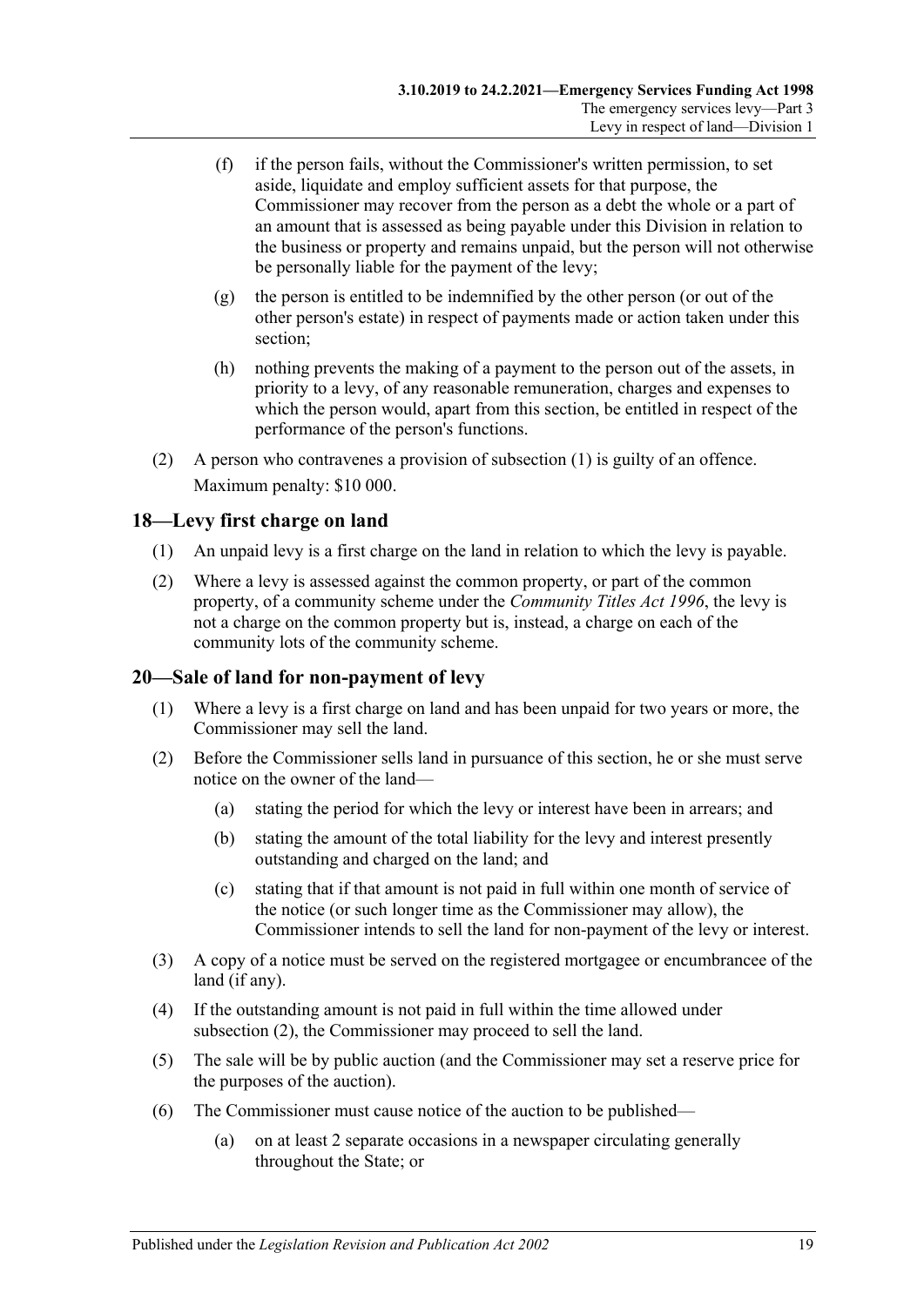(f) if the person fails, without the Commissioner's written permission, to set aside, liquidate and employ sufficient assets for that purpose, the Commissioner may recover from the person as a debt the whole or a part of an amount that is assessed as being payable under this Division in relation to the business or property and remains unpaid, but the person will not otherwise be personally liable for the payment of the levy;

(g) the person is entitled to be indemnified by the other person (or out of the other person's estate) in respect of payments made or action taken under this section;

(h) nothing prevents the making of a payment to the person out of the assets, in priority to a levy, of any reasonable remuneration, charges and expenses to which the person would, apart from this section, be entitled in respect of the performance of the person's functions.

(2) A person who contravenes a provision of subsection (1) is guilty of an offence.

Maximum penalty: $10 000.

## 18—Levy first charge on land

(1) An unpaid levy is a first charge on the land in relation to which the levy is payable.

(2) Where a levy is assessed against the common property, or part of the common property, of a community scheme under the *Community Titles Act 1996*, the levy is not a charge on the common property but is, instead, a charge on each of the community lots of the community scheme.

## 20—Sale of land for non-payment of levy

(1) Where a levy is a first charge on land and has been unpaid for two years or more, the Commissioner may sell the land.

(2) Before the Commissioner sells land in pursuance of this section, he or she must serve notice on the owner of the land—

(a) stating the period for which the levy or interest have been in arrears; and

(b) stating the amount of the total liability for the levy and interest presently outstanding and charged on the land; and

(c) stating that if that amount is not paid in full within one month of service of the notice (or such longer time as the Commissioner may allow), the Commissioner intends to sell the land for non-payment of the levy or interest.

(3) A copy of a notice must be served on the registered mortgagee or encumbrancee of the land (if any).

(4) If the outstanding amount is not paid in full within the time allowed under subsection (2), the Commissioner may proceed to sell the land.

(5) The sale will be by public auction (and the Commissioner may set a reserve price for the purposes of the auction).

(6) The Commissioner must cause notice of the auction to be published—

(a) on at least 2 separate occasions in a newspaper circulating generally throughout the State; or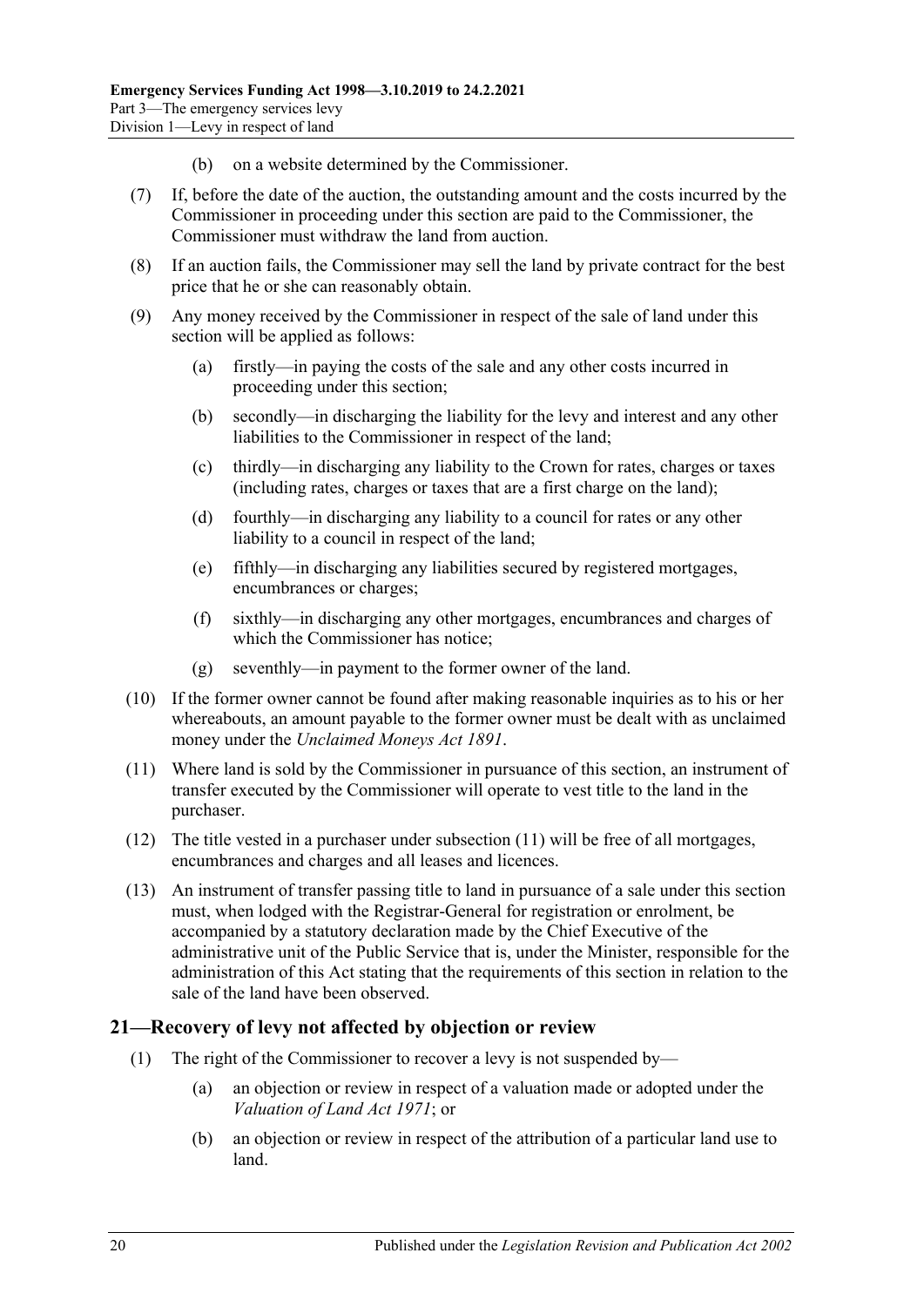(b) on a website determined by the Commissioner.

(7) If, before the date of the auction, the outstanding amount and the costs incurred by the Commissioner in proceeding under this section are paid to the Commissioner, the Commissioner must withdraw the land from auction.

(8) If an auction fails, the Commissioner may sell the land by private contract for the best price that he or she can reasonably obtain.

(9) Any money received by the Commissioner in respect of the sale of land under this section will be applied as follows:

(a) firstly—in paying the costs of the sale and any other costs incurred in proceeding under this section;

(b) secondly—in discharging the liability for the levy and interest and any other liabilities to the Commissioner in respect of the land;

(c) thirdly—in discharging any liability to the Crown for rates, charges or taxes (including rates, charges or taxes that are a first charge on the land);

(d) fourthly—in discharging any liability to a council for rates or any other liability to a council in respect of the land;

(e) fifthly—in discharging any liabilities secured by registered mortgages, encumbrances or charges;

(f) sixthly—in discharging any other mortgages, encumbrances and charges of which the Commissioner has notice;

(g) seventhly—in payment to the former owner of the land.

(10) If the former owner cannot be found after making reasonable inquiries as to his or her whereabouts, an amount payable to the former owner must be dealt with as unclaimed money under the *Unclaimed Moneys Act 1891*.

(11) Where land is sold by the Commissioner in pursuance of this section, an instrument of transfer executed by the Commissioner will operate to vest title to the land in the purchaser.

(12) The title vested in a purchaser under subsection (11) will be free of all mortgages, encumbrances and charges and all leases and licences.

(13) An instrument of transfer passing title to land in pursuance of a sale under this section must, when lodged with the Registrar-General for registration or enrolment, be accompanied by a statutory declaration made by the Chief Executive of the administrative unit of the Public Service that is, under the Minister, responsible for the administration of this Act stating that the requirements of this section in relation to the sale of the land have been observed.

## 21—Recovery of levy not affected by objection or review

(1) The right of the Commissioner to recover a levy is not suspended by—

(a) an objection or review in respect of a valuation made or adopted under the *Valuation of Land Act 1971*; or

(b) an objection or review in respect of the attribution of a particular land use to land.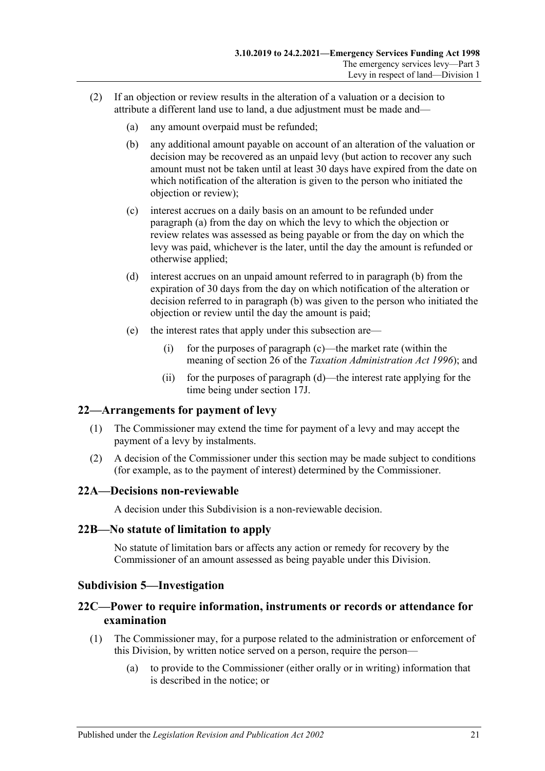(2) If an objection or review results in the alteration of a valuation or a decision to attribute a different land use to land, a due adjustment must be made and—

(a) any amount overpaid must be refunded;

(b) any additional amount payable on account of an alteration of the valuation or decision may be recovered as an unpaid levy (but action to recover any such amount must not be taken until at least 30 days have expired from the date on which notification of the alteration is given to the person who initiated the objection or review);

(c) interest accrues on a daily basis on an amount to be refunded under paragraph (a) from the day on which the levy to which the objection or review relates was assessed as being payable or from the day on which the levy was paid, whichever is the later, until the day the amount is refunded or otherwise applied;

(d) interest accrues on an unpaid amount referred to in paragraph (b) from the expiration of 30 days from the day on which notification of the alteration or decision referred to in paragraph (b) was given to the person who initiated the objection or review until the day the amount is paid;

(e) the interest rates that apply under this subsection are—

(i) for the purposes of paragraph (c)—the market rate (within the meaning of section 26 of the *Taxation Administration Act 1996*); and

(ii) for the purposes of paragraph (d)—the interest rate applying for the time being under section 17J.

## 22—Arrangements for payment of levy

(1) The Commissioner may extend the time for payment of a levy and may accept the payment of a levy by instalments.

(2) A decision of the Commissioner under this section may be made subject to conditions (for example, as to the payment of interest) determined by the Commissioner.

## 22A—Decisions non-reviewable

A decision under this Subdivision is a non-reviewable decision.

## 22B—No statute of limitation to apply

No statute of limitation bars or affects any action or remedy for recovery by the Commissioner of an amount assessed as being payable under this Division.

### Subdivision 5—Investigation

## 22C—Power to require information, instruments or records or attendance for examination

(1) The Commissioner may, for a purpose related to the administration or enforcement of this Division, by written notice served on a person, require the person—

(a) to provide to the Commissioner (either orally or in writing) information that is described in the notice; or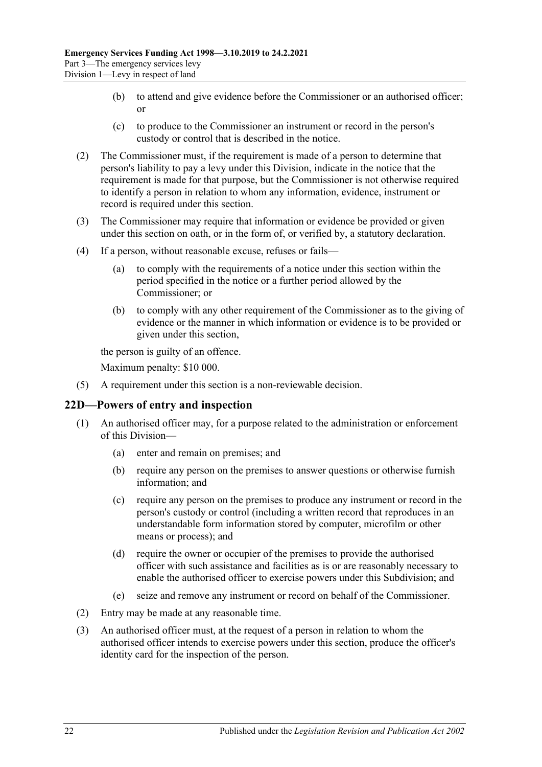- (b) to attend and give evidence before the Commissioner or an authorised officer; or
- (c) to produce to the Commissioner an instrument or record in the person's custody or control that is described in the notice.

(2) The Commissioner must, if the requirement is made of a person to determine that person's liability to pay a levy under this Division, indicate in the notice that the requirement is made for that purpose, but the Commissioner is not otherwise required to identify a person in relation to whom any information, evidence, instrument or record is required under this section.

(3) The Commissioner may require that information or evidence be provided or given under this section on oath, or in the form of, or verified by, a statutory declaration.

(4) If a person, without reasonable excuse, refuses or fails—

- (a) to comply with the requirements of a notice under this section within the period specified in the notice or a further period allowed by the Commissioner; or
- (b) to comply with any other requirement of the Commissioner as to the giving of evidence or the manner in which information or evidence is to be provided or given under this section,

the person is guilty of an offence.

Maximum penalty: $10 000.

(5) A requirement under this section is a non-reviewable decision.

## 22D—Powers of entry and inspection

(1) An authorised officer may, for a purpose related to the administration or enforcement of this Division—

- (a) enter and remain on premises; and
- (b) require any person on the premises to answer questions or otherwise furnish information; and
- (c) require any person on the premises to produce any instrument or record in the person's custody or control (including a written record that reproduces in an understandable form information stored by computer, microfilm or other means or process); and
- (d) require the owner or occupier of the premises to provide the authorised officer with such assistance and facilities as is or are reasonably necessary to enable the authorised officer to exercise powers under this Subdivision; and
- (e) seize and remove any instrument or record on behalf of the Commissioner.

(2) Entry may be made at any reasonable time.

(3) An authorised officer must, at the request of a person in relation to whom the authorised officer intends to exercise powers under this section, produce the officer's identity card for the inspection of the person.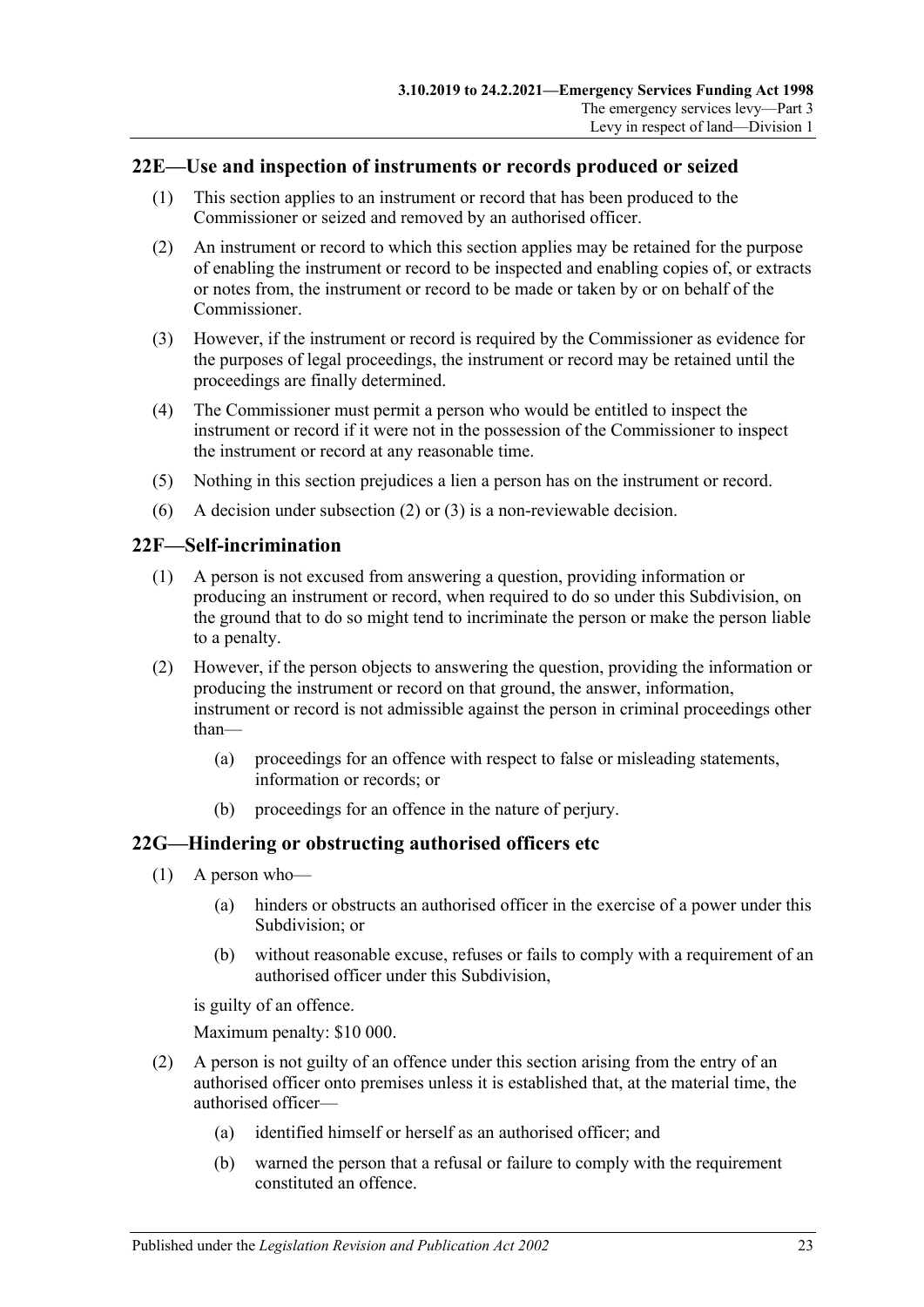## 22E—Use and inspection of instruments or records produced or seized

(1) This section applies to an instrument or record that has been produced to the Commissioner or seized and removed by an authorised officer.

(2) An instrument or record to which this section applies may be retained for the purpose of enabling the instrument or record to be inspected and enabling copies of, or extracts or notes from, the instrument or record to be made or taken by or on behalf of the Commissioner.

(3) However, if the instrument or record is required by the Commissioner as evidence for the purposes of legal proceedings, the instrument or record may be retained until the proceedings are finally determined.

(4) The Commissioner must permit a person who would be entitled to inspect the instrument or record if it were not in the possession of the Commissioner to inspect the instrument or record at any reasonable time.

(5) Nothing in this section prejudices a lien a person has on the instrument or record.

(6) A decision under subsection (2) or (3) is a non-reviewable decision.

## 22F—Self-incrimination

(1) A person is not excused from answering a question, providing information or producing an instrument or record, when required to do so under this Subdivision, on the ground that to do so might tend to incriminate the person or make the person liable to a penalty.

(2) However, if the person objects to answering the question, providing the information or producing the instrument or record on that ground, the answer, information, instrument or record is not admissible against the person in criminal proceedings other than—

(a) proceedings for an offence with respect to false or misleading statements, information or records; or

(b) proceedings for an offence in the nature of perjury.

## 22G—Hindering or obstructing authorised officers etc

(1) A person who—

(a) hinders or obstructs an authorised officer in the exercise of a power under this Subdivision; or

(b) without reasonable excuse, refuses or fails to comply with a requirement of an authorised officer under this Subdivision,

is guilty of an offence.

Maximum penalty: $10 000.

(2) A person is not guilty of an offence under this section arising from the entry of an authorised officer onto premises unless it is established that, at the material time, the authorised officer—

(a) identified himself or herself as an authorised officer; and

(b) warned the person that a refusal or failure to comply with the requirement constituted an offence.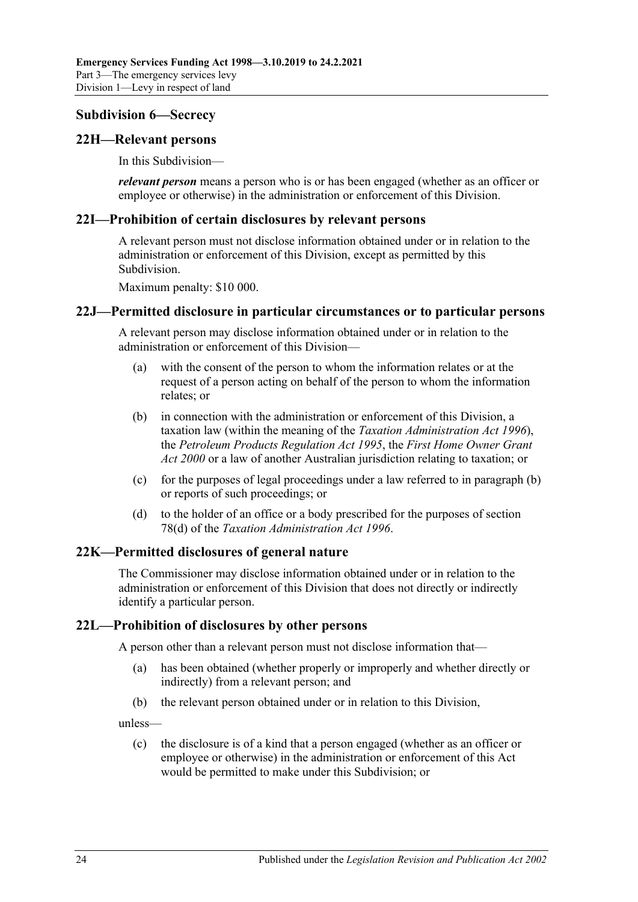### Subdivision 6—Secrecy

#### 22H—Relevant persons

In this Subdivision—

***relevant person*** means a person who is or has been engaged (whether as an officer or employee or otherwise) in the administration or enforcement of this Division.

#### 22I—Prohibition of certain disclosures by relevant persons

A relevant person must not disclose information obtained under or in relation to the administration or enforcement of this Division, except as permitted by this Subdivision.

Maximum penalty: $10 000.

#### 22J—Permitted disclosure in particular circumstances or to particular persons

A relevant person may disclose information obtained under or in relation to the administration or enforcement of this Division—

(a) with the consent of the person to whom the information relates or at the request of a person acting on behalf of the person to whom the information relates; or

(b) in connection with the administration or enforcement of this Division, a taxation law (within the meaning of the *Taxation Administration Act 1996*), the *Petroleum Products Regulation Act 1995*, the *First Home Owner Grant Act 2000* or a law of another Australian jurisdiction relating to taxation; or

(c) for the purposes of legal proceedings under a law referred to in paragraph (b) or reports of such proceedings; or

(d) to the holder of an office or a body prescribed for the purposes of section 78(d) of the *Taxation Administration Act 1996*.

#### 22K—Permitted disclosures of general nature

The Commissioner may disclose information obtained under or in relation to the administration or enforcement of this Division that does not directly or indirectly identify a particular person.

#### 22L—Prohibition of disclosures by other persons

A person other than a relevant person must not disclose information that—

(a) has been obtained (whether properly or improperly and whether directly or indirectly) from a relevant person; and

(b) the relevant person obtained under or in relation to this Division,

unless—

(c) the disclosure is of a kind that a person engaged (whether as an officer or employee or otherwise) in the administration or enforcement of this Act would be permitted to make under this Subdivision; or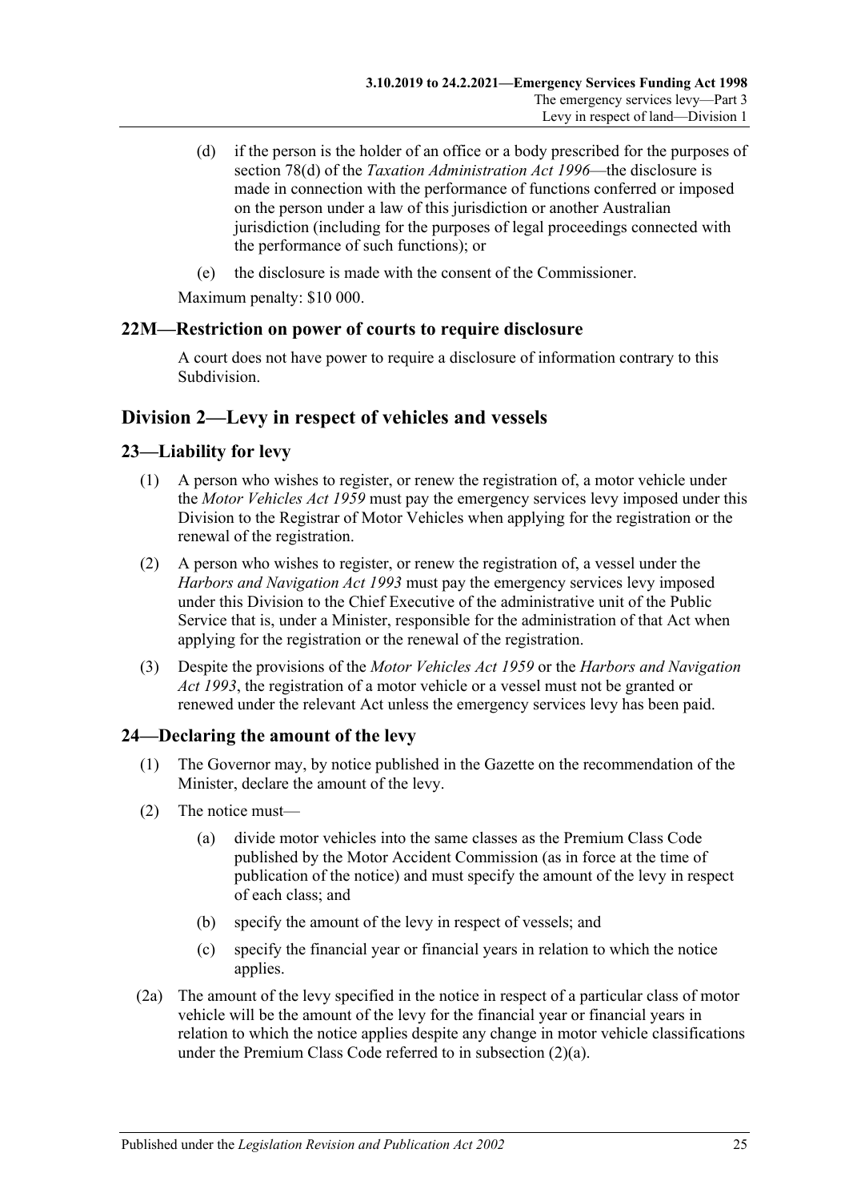(d) if the person is the holder of an office or a body prescribed for the purposes of section 78(d) of the *Taxation Administration Act 1996*—the disclosure is made in connection with the performance of functions conferred or imposed on the person under a law of this jurisdiction or another Australian jurisdiction (including for the purposes of legal proceedings connected with the performance of such functions); or

(e) the disclosure is made with the consent of the Commissioner.

Maximum penalty: $10 000.

### 22M—Restriction on power of courts to require disclosure

A court does not have power to require a disclosure of information contrary to this Subdivision.

## Division 2—Levy in respect of vehicles and vessels

### 23—Liability for levy

(1) A person who wishes to register, or renew the registration of, a motor vehicle under the *Motor Vehicles Act 1959* must pay the emergency services levy imposed under this Division to the Registrar of Motor Vehicles when applying for the registration or the renewal of the registration.

(2) A person who wishes to register, or renew the registration of, a vessel under the *Harbors and Navigation Act 1993* must pay the emergency services levy imposed under this Division to the Chief Executive of the administrative unit of the Public Service that is, under a Minister, responsible for the administration of that Act when applying for the registration or the renewal of the registration.

(3) Despite the provisions of the *Motor Vehicles Act 1959* or the *Harbors and Navigation Act 1993*, the registration of a motor vehicle or a vessel must not be granted or renewed under the relevant Act unless the emergency services levy has been paid.

### 24—Declaring the amount of the levy

(1) The Governor may, by notice published in the Gazette on the recommendation of the Minister, declare the amount of the levy.

(2) The notice must—

(a) divide motor vehicles into the same classes as the Premium Class Code published by the Motor Accident Commission (as in force at the time of publication of the notice) and must specify the amount of the levy in respect of each class; and

(b) specify the amount of the levy in respect of vessels; and

(c) specify the financial year or financial years in relation to which the notice applies.

(2a) The amount of the levy specified in the notice in respect of a particular class of motor vehicle will be the amount of the levy for the financial year or financial years in relation to which the notice applies despite any change in motor vehicle classifications under the Premium Class Code referred to in subsection (2)(a).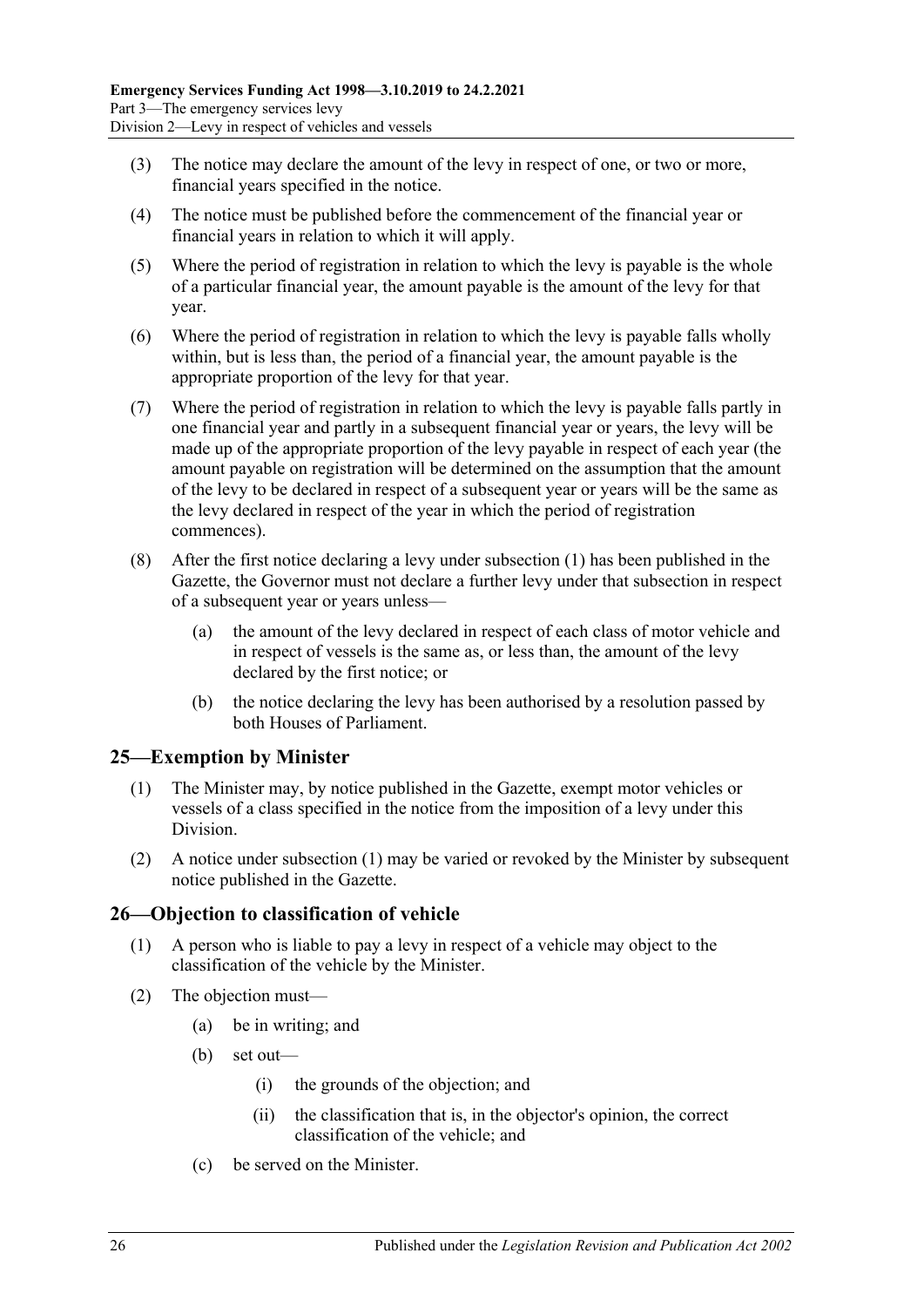(3) The notice may declare the amount of the levy in respect of one, or two or more, financial years specified in the notice.

(4) The notice must be published before the commencement of the financial year or financial years in relation to which it will apply.

(5) Where the period of registration in relation to which the levy is payable is the whole of a particular financial year, the amount payable is the amount of the levy for that year.

(6) Where the period of registration in relation to which the levy is payable falls wholly within, but is less than, the period of a financial year, the amount payable is the appropriate proportion of the levy for that year.

(7) Where the period of registration in relation to which the levy is payable falls partly in one financial year and partly in a subsequent financial year or years, the levy will be made up of the appropriate proportion of the levy payable in respect of each year (the amount payable on registration will be determined on the assumption that the amount of the levy to be declared in respect of a subsequent year or years will be the same as the levy declared in respect of the year in which the period of registration commences).

(8) After the first notice declaring a levy under subsection (1) has been published in the Gazette, the Governor must not declare a further levy under that subsection in respect of a subsequent year or years unless—

(a) the amount of the levy declared in respect of each class of motor vehicle and in respect of vessels is the same as, or less than, the amount of the levy declared by the first notice; or

(b) the notice declaring the levy has been authorised by a resolution passed by both Houses of Parliament.

## 25—Exemption by Minister

(1) The Minister may, by notice published in the Gazette, exempt motor vehicles or vessels of a class specified in the notice from the imposition of a levy under this Division.

(2) A notice under subsection (1) may be varied or revoked by the Minister by subsequent notice published in the Gazette.

## 26—Objection to classification of vehicle

(1) A person who is liable to pay a levy in respect of a vehicle may object to the classification of the vehicle by the Minister.

(2) The objection must—

(a) be in writing; and

(b) set out—

(i) the grounds of the objection; and

(ii) the classification that is, in the objector's opinion, the correct classification of the vehicle; and

(c) be served on the Minister.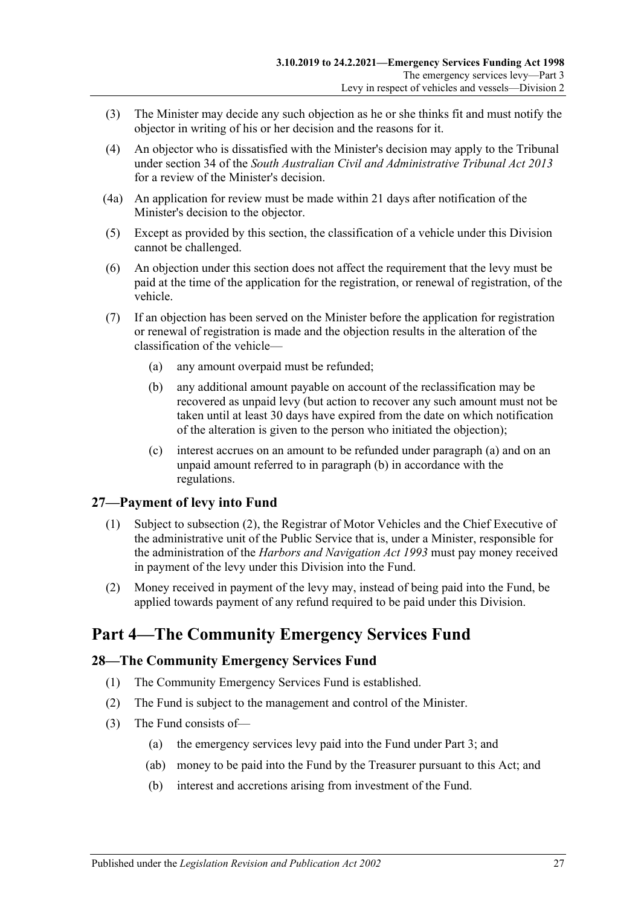(3) The Minister may decide any such objection as he or she thinks fit and must notify the objector in writing of his or her decision and the reasons for it.

(4) An objector who is dissatisfied with the Minister's decision may apply to the Tribunal under section 34 of the *South Australian Civil and Administrative Tribunal Act 2013* for a review of the Minister's decision.

(4a) An application for review must be made within 21 days after notification of the Minister's decision to the objector.

(5) Except as provided by this section, the classification of a vehicle under this Division cannot be challenged.

(6) An objection under this section does not affect the requirement that the levy must be paid at the time of the application for the registration, or renewal of registration, of the vehicle.

(7) If an objection has been served on the Minister before the application for registration or renewal of registration is made and the objection results in the alteration of the classification of the vehicle—

(a) any amount overpaid must be refunded;

(b) any additional amount payable on account of the reclassification may be recovered as unpaid levy (but action to recover any such amount must not be taken until at least 30 days have expired from the date on which notification of the alteration is given to the person who initiated the objection);

(c) interest accrues on an amount to be refunded under paragraph (a) and on an unpaid amount referred to in paragraph (b) in accordance with the regulations.

### 27—Payment of levy into Fund

(1) Subject to subsection (2), the Registrar of Motor Vehicles and the Chief Executive of the administrative unit of the Public Service that is, under a Minister, responsible for the administration of the *Harbors and Navigation Act 1993* must pay money received in payment of the levy under this Division into the Fund.

(2) Money received in payment of the levy may, instead of being paid into the Fund, be applied towards payment of any refund required to be paid under this Division.

## Part 4—The Community Emergency Services Fund

### 28—The Community Emergency Services Fund

(1) The Community Emergency Services Fund is established.

(2) The Fund is subject to the management and control of the Minister.

(3) The Fund consists of—

(a) the emergency services levy paid into the Fund under Part 3; and

(ab) money to be paid into the Fund by the Treasurer pursuant to this Act; and

(b) interest and accretions arising from investment of the Fund.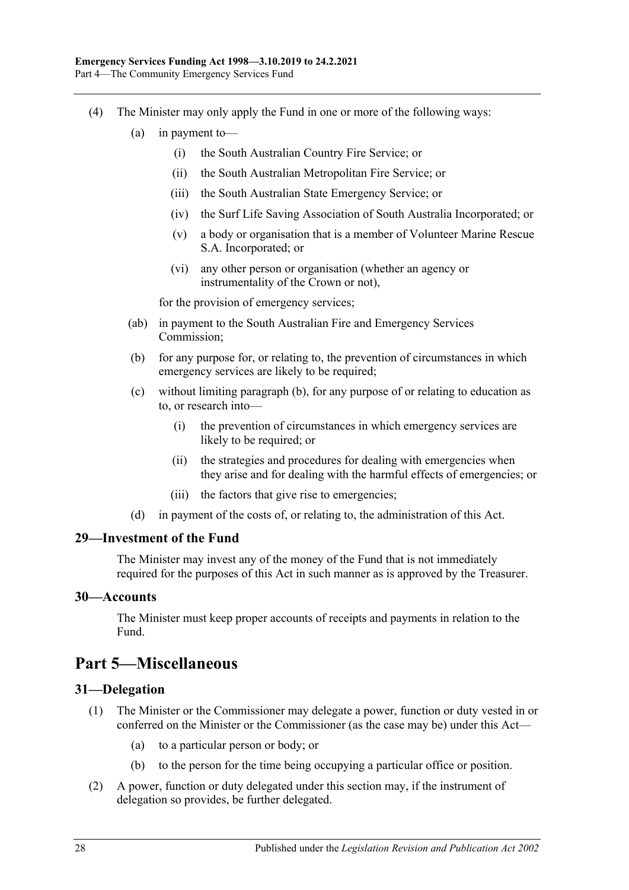(4) The Minister may only apply the Fund in one or more of the following ways:

(a) in payment to—

(i) the South Australian Country Fire Service; or

(ii) the South Australian Metropolitan Fire Service; or

(iii) the South Australian State Emergency Service; or

(iv) the Surf Life Saving Association of South Australia Incorporated; or

(v) a body or organisation that is a member of Volunteer Marine Rescue S.A. Incorporated; or

(vi) any other person or organisation (whether an agency or instrumentality of the Crown or not),

for the provision of emergency services;

(ab) in payment to the South Australian Fire and Emergency Services Commission;

(b) for any purpose for, or relating to, the prevention of circumstances in which emergency services are likely to be required;

(c) without limiting paragraph (b), for any purpose of or relating to education as to, or research into—

(i) the prevention of circumstances in which emergency services are likely to be required; or

(ii) the strategies and procedures for dealing with emergencies when they arise and for dealing with the harmful effects of emergencies; or

(iii) the factors that give rise to emergencies;

(d) in payment of the costs of, or relating to, the administration of this Act.

### 29—Investment of the Fund

The Minister may invest any of the money of the Fund that is not immediately required for the purposes of this Act in such manner as is approved by the Treasurer.

### 30—Accounts

The Minister must keep proper accounts of receipts and payments in relation to the Fund.

## Part 5—Miscellaneous

### 31—Delegation

(1) The Minister or the Commissioner may delegate a power, function or duty vested in or conferred on the Minister or the Commissioner (as the case may be) under this Act—

(a) to a particular person or body; or

(b) to the person for the time being occupying a particular office or position.

(2) A power, function or duty delegated under this section may, if the instrument of delegation so provides, be further delegated.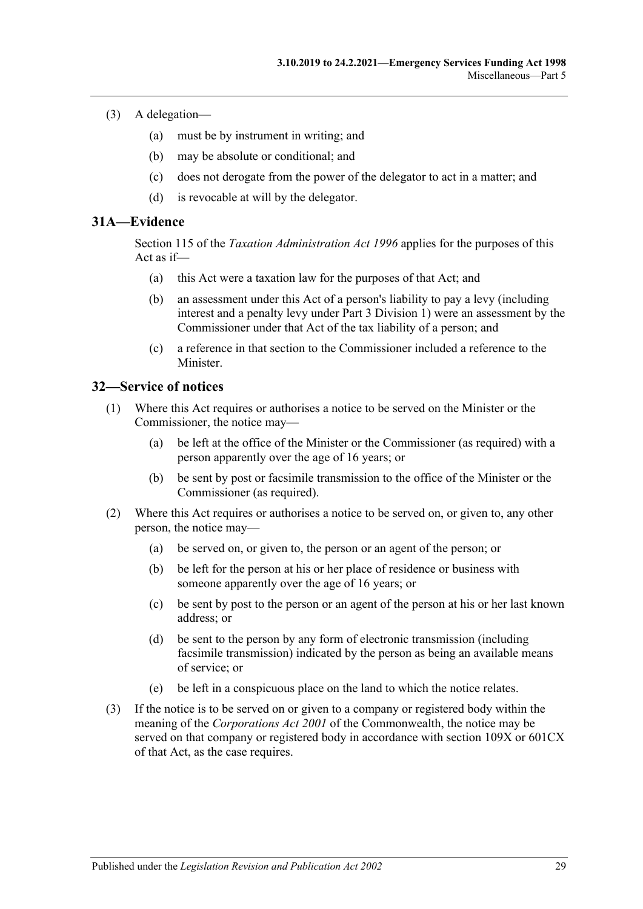(3) A delegation—

(a) must be by instrument in writing; and

(b) may be absolute or conditional; and

(c) does not derogate from the power of the delegator to act in a matter; and

(d) is revocable at will by the delegator.

## 31A—Evidence

Section 115 of the *Taxation Administration Act 1996* applies for the purposes of this Act as if—

(a) this Act were a taxation law for the purposes of that Act; and

(b) an assessment under this Act of a person's liability to pay a levy (including interest and a penalty levy under Part 3 Division 1) were an assessment by the Commissioner under that Act of the tax liability of a person; and

(c) a reference in that section to the Commissioner included a reference to the Minister.

## 32—Service of notices

(1) Where this Act requires or authorises a notice to be served on the Minister or the Commissioner, the notice may—

(a) be left at the office of the Minister or the Commissioner (as required) with a person apparently over the age of 16 years; or

(b) be sent by post or facsimile transmission to the office of the Minister or the Commissioner (as required).

(2) Where this Act requires or authorises a notice to be served on, or given to, any other person, the notice may—

(a) be served on, or given to, the person or an agent of the person; or

(b) be left for the person at his or her place of residence or business with someone apparently over the age of 16 years; or

(c) be sent by post to the person or an agent of the person at his or her last known address; or

(d) be sent to the person by any form of electronic transmission (including facsimile transmission) indicated by the person as being an available means of service; or

(e) be left in a conspicuous place on the land to which the notice relates.

(3) If the notice is to be served on or given to a company or registered body within the meaning of the *Corporations Act 2001* of the Commonwealth, the notice may be served on that company or registered body in accordance with section 109X or 601CX of that Act, as the case requires.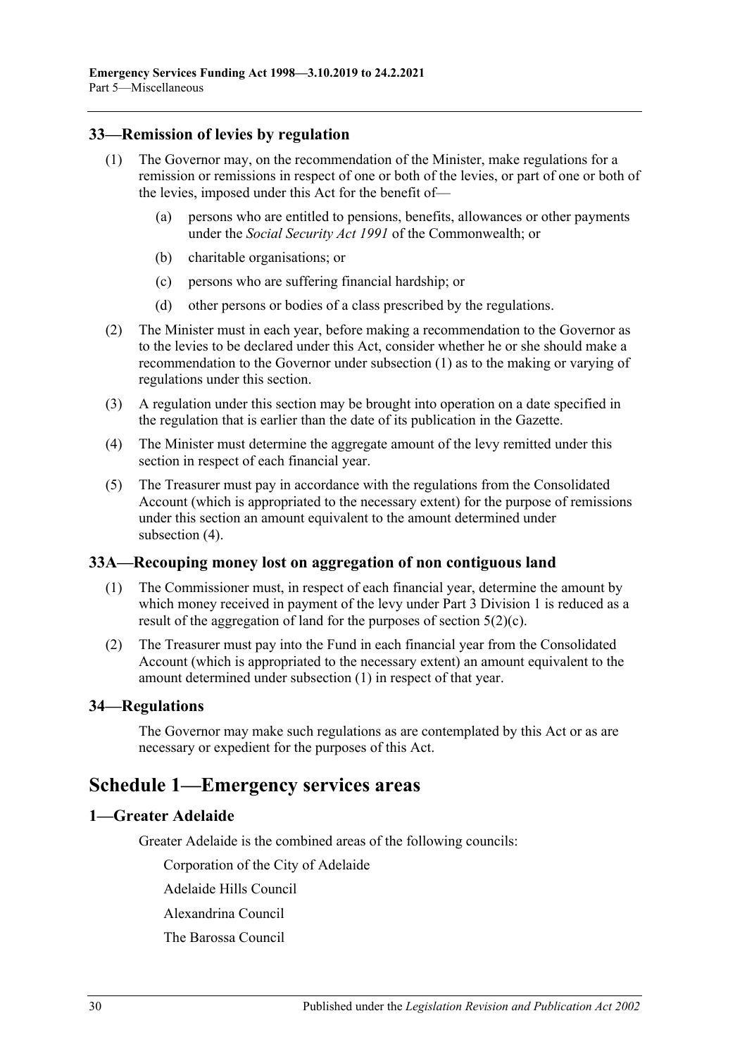### 33—Remission of levies by regulation

(1) The Governor may, on the recommendation of the Minister, make regulations for a remission or remissions in respect of one or both of the levies, or part of one or both of the levies, imposed under this Act for the benefit of—

(a) persons who are entitled to pensions, benefits, allowances or other payments under the *Social Security Act 1991* of the Commonwealth; or

(b) charitable organisations; or

(c) persons who are suffering financial hardship; or

(d) other persons or bodies of a class prescribed by the regulations.

(2) The Minister must in each year, before making a recommendation to the Governor as to the levies to be declared under this Act, consider whether he or she should make a recommendation to the Governor under subsection (1) as to the making or varying of regulations under this section.

(3) A regulation under this section may be brought into operation on a date specified in the regulation that is earlier than the date of its publication in the Gazette.

(4) The Minister must determine the aggregate amount of the levy remitted under this section in respect of each financial year.

(5) The Treasurer must pay in accordance with the regulations from the Consolidated Account (which is appropriated to the necessary extent) for the purpose of remissions under this section an amount equivalent to the amount determined under subsection (4).

### 33A—Recouping money lost on aggregation of non contiguous land

(1) The Commissioner must, in respect of each financial year, determine the amount by which money received in payment of the levy under Part 3 Division 1 is reduced as a result of the aggregation of land for the purposes of section 5(2)(c).

(2) The Treasurer must pay into the Fund in each financial year from the Consolidated Account (which is appropriated to the necessary extent) an amount equivalent to the amount determined under subsection (1) in respect of that year.

### 34—Regulations

The Governor may make such regulations as are contemplated by this Act or as are necessary or expedient for the purposes of this Act.

## Schedule 1—Emergency services areas

### 1—Greater Adelaide

Greater Adelaide is the combined areas of the following councils:

Corporation of the City of Adelaide

Adelaide Hills Council

Alexandrina Council

The Barossa Council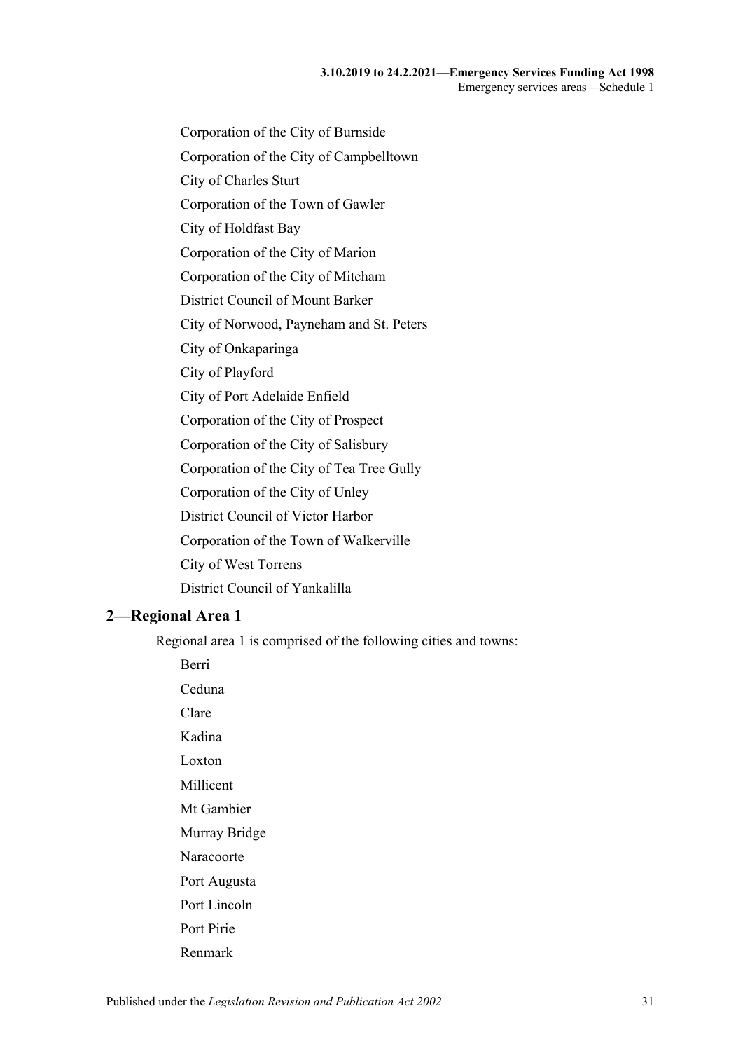Corporation of the City of Burnside

Corporation of the City of Campbelltown

City of Charles Sturt

Corporation of the Town of Gawler

City of Holdfast Bay

Corporation of the City of Marion

Corporation of the City of Mitcham

District Council of Mount Barker

City of Norwood, Payneham and St. Peters

City of Onkaparinga

City of Playford

City of Port Adelaide Enfield

Corporation of the City of Prospect

Corporation of the City of Salisbury

Corporation of the City of Tea Tree Gully

Corporation of the City of Unley

District Council of Victor Harbor

Corporation of the Town of Walkerville

City of West Torrens

District Council of Yankalilla

## 2—Regional Area 1

Regional area 1 is comprised of the following cities and towns:

Berri

Ceduna

Clare

Kadina

Loxton

Millicent

Mt Gambier

Murray Bridge

Naracoorte

Port Augusta

Port Lincoln

Port Pirie

Renmark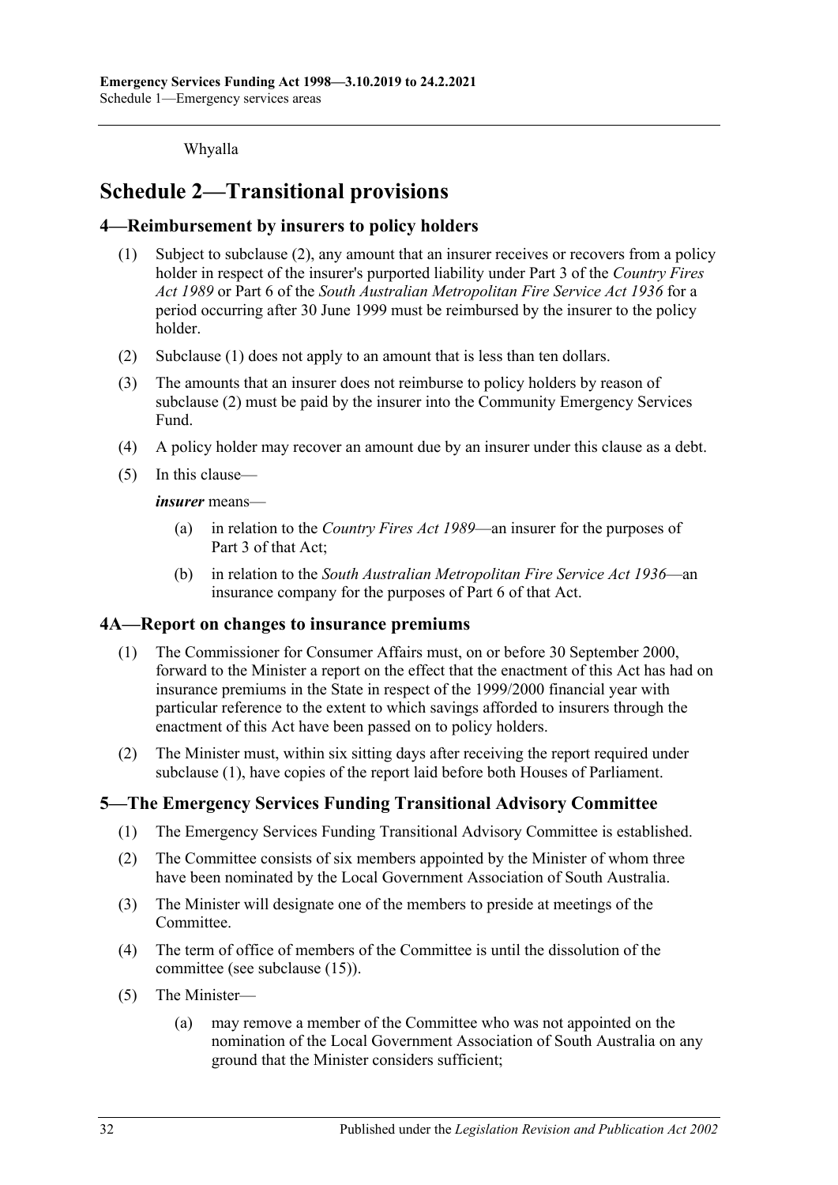Whyalla

# Schedule 2—Transitional provisions

## 4—Reimbursement by insurers to policy holders

(1) Subject to subclause (2), any amount that an insurer receives or recovers from a policy holder in respect of the insurer's purported liability under Part 3 of the *Country Fires Act 1989* or Part 6 of the *South Australian Metropolitan Fire Service Act 1936* for a period occurring after 30 June 1999 must be reimbursed by the insurer to the policy holder.

(2) Subclause (1) does not apply to an amount that is less than ten dollars.

(3) The amounts that an insurer does not reimburse to policy holders by reason of subclause (2) must be paid by the insurer into the Community Emergency Services Fund.

(4) A policy holder may recover an amount due by an insurer under this clause as a debt.

(5) In this clause—

***insurer*** means—

(a) in relation to the *Country Fires Act 1989*—an insurer for the purposes of Part 3 of that Act;

(b) in relation to the *South Australian Metropolitan Fire Service Act 1936*—an insurance company for the purposes of Part 6 of that Act.

## 4A—Report on changes to insurance premiums

(1) The Commissioner for Consumer Affairs must, on or before 30 September 2000, forward to the Minister a report on the effect that the enactment of this Act has had on insurance premiums in the State in respect of the 1999/2000 financial year with particular reference to the extent to which savings afforded to insurers through the enactment of this Act have been passed on to policy holders.

(2) The Minister must, within six sitting days after receiving the report required under subclause (1), have copies of the report laid before both Houses of Parliament.

## 5—The Emergency Services Funding Transitional Advisory Committee

(1) The Emergency Services Funding Transitional Advisory Committee is established.

(2) The Committee consists of six members appointed by the Minister of whom three have been nominated by the Local Government Association of South Australia.

(3) The Minister will designate one of the members to preside at meetings of the Committee.

(4) The term of office of members of the Committee is until the dissolution of the committee (see subclause (15)).

(5) The Minister—

(a) may remove a member of the Committee who was not appointed on the nomination of the Local Government Association of South Australia on any ground that the Minister considers sufficient;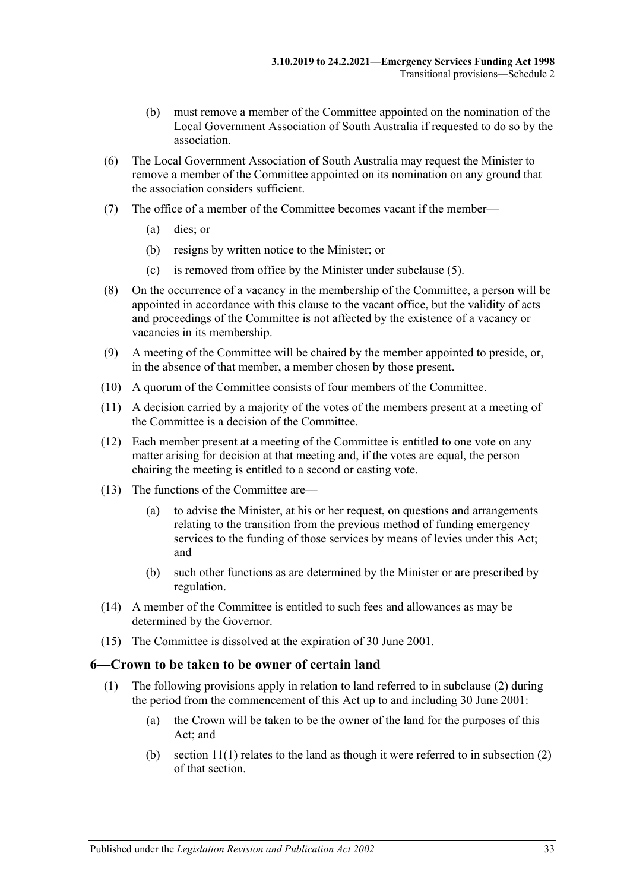(b) must remove a member of the Committee appointed on the nomination of the Local Government Association of South Australia if requested to do so by the association.

(6) The Local Government Association of South Australia may request the Minister to remove a member of the Committee appointed on its nomination on any ground that the association considers sufficient.

(7) The office of a member of the Committee becomes vacant if the member—

(a) dies; or

(b) resigns by written notice to the Minister; or

(c) is removed from office by the Minister under subclause (5).

(8) On the occurrence of a vacancy in the membership of the Committee, a person will be appointed in accordance with this clause to the vacant office, but the validity of acts and proceedings of the Committee is not affected by the existence of a vacancy or vacancies in its membership.

(9) A meeting of the Committee will be chaired by the member appointed to preside, or, in the absence of that member, a member chosen by those present.

(10) A quorum of the Committee consists of four members of the Committee.

(11) A decision carried by a majority of the votes of the members present at a meeting of the Committee is a decision of the Committee.

(12) Each member present at a meeting of the Committee is entitled to one vote on any matter arising for decision at that meeting and, if the votes are equal, the person chairing the meeting is entitled to a second or casting vote.

(13) The functions of the Committee are—

(a) to advise the Minister, at his or her request, on questions and arrangements relating to the transition from the previous method of funding emergency services to the funding of those services by means of levies under this Act; and

(b) such other functions as are determined by the Minister or are prescribed by regulation.

(14) A member of the Committee is entitled to such fees and allowances as may be determined by the Governor.

(15) The Committee is dissolved at the expiration of 30 June 2001.

## 6—Crown to be taken to be owner of certain land

(1) The following provisions apply in relation to land referred to in subclause (2) during the period from the commencement of this Act up to and including 30 June 2001:

(a) the Crown will be taken to be the owner of the land for the purposes of this Act; and

(b) section 11(1) relates to the land as though it were referred to in subsection (2) of that section.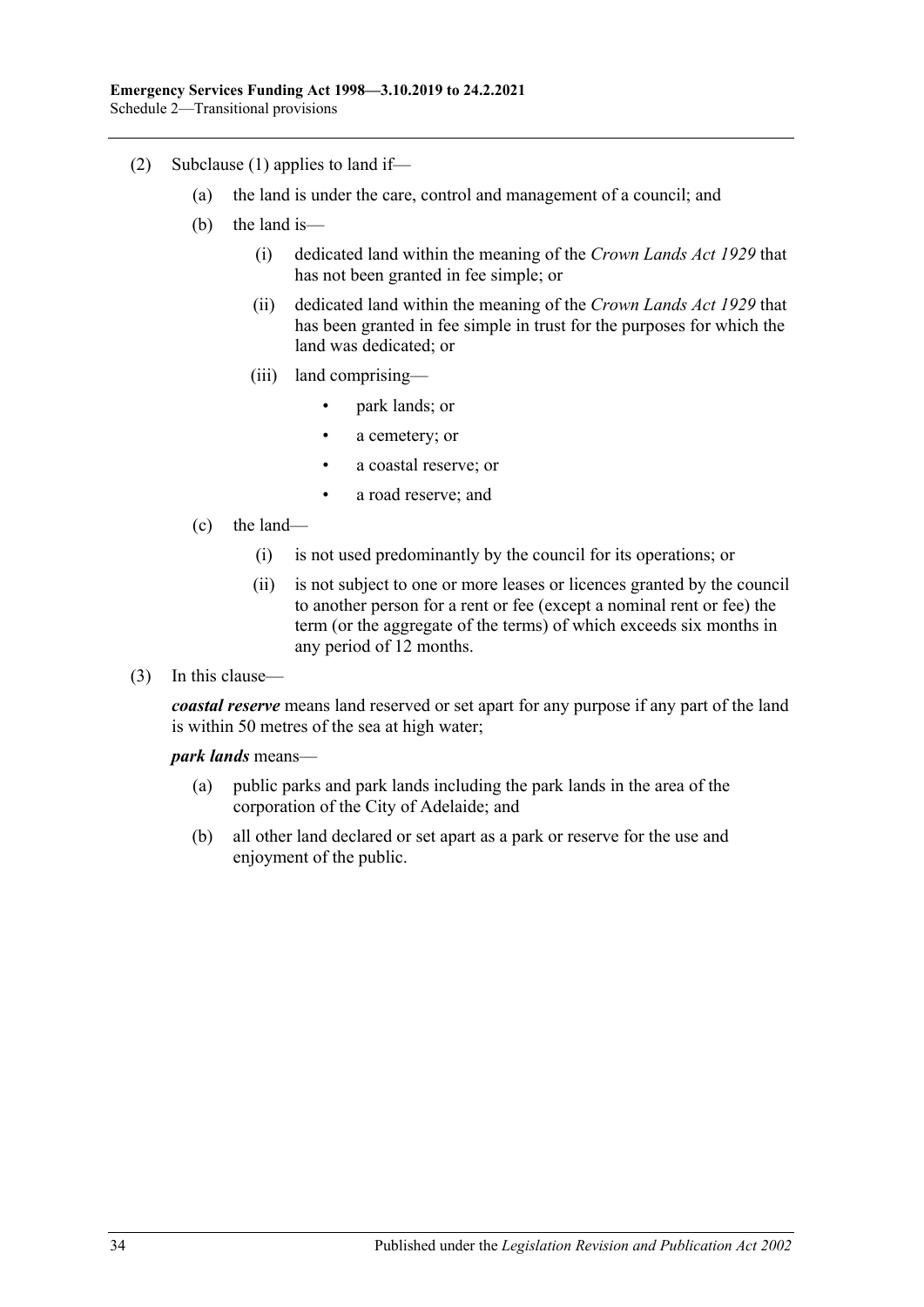(2) Subclause (1) applies to land if—

(a) the land is under the care, control and management of a council; and

(b) the land is—

(i) dedicated land within the meaning of the *Crown Lands Act 1929* that has not been granted in fee simple; or

(ii) dedicated land within the meaning of the *Crown Lands Act 1929* that has been granted in fee simple in trust for the purposes for which the land was dedicated; or

(iii) land comprising—

- park lands; or
- a cemetery; or
- a coastal reserve; or
- a road reserve; and

(c) the land—

(i) is not used predominantly by the council for its operations; or

(ii) is not subject to one or more leases or licences granted by the council to another person for a rent or fee (except a nominal rent or fee) the term (or the aggregate of the terms) of which exceeds six months in any period of 12 months.

(3) In this clause—

***coastal reserve*** means land reserved or set apart for any purpose if any part of the land is within 50 metres of the sea at high water;

***park lands*** means—

(a) public parks and park lands including the park lands in the area of the corporation of the City of Adelaide; and

(b) all other land declared or set apart as a park or reserve for the use and enjoyment of the public.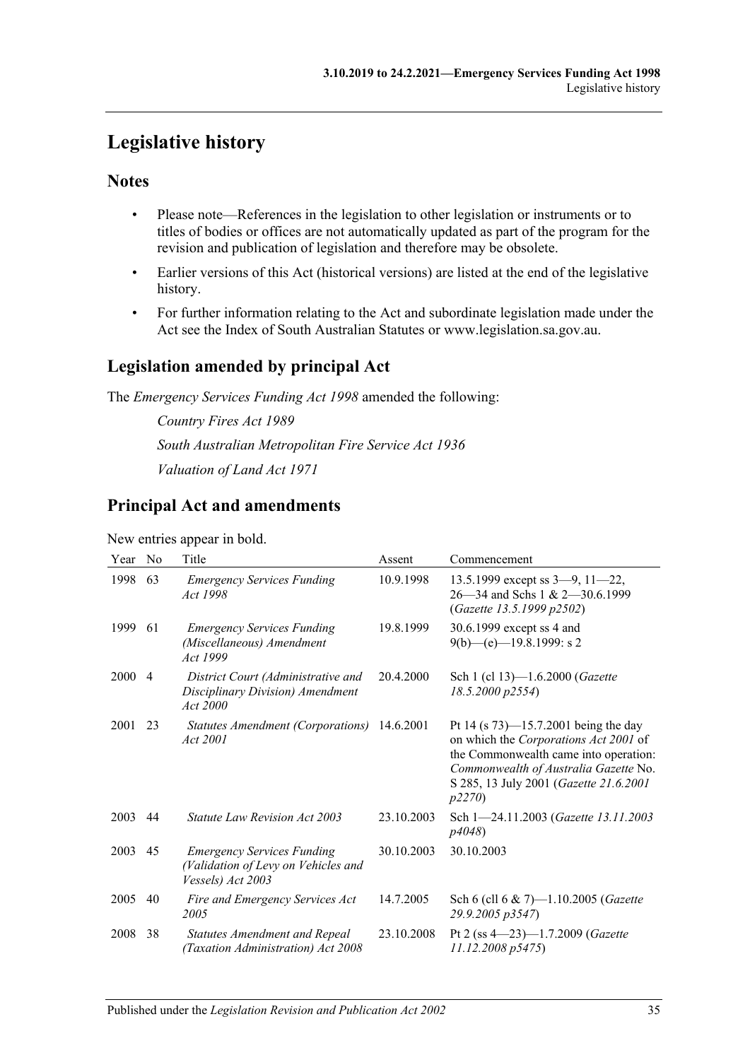# Legislative history

## Notes

- Please note—References in the legislation to other legislation or instruments or to titles of bodies or offices are not automatically updated as part of the program for the revision and publication of legislation and therefore may be obsolete.
- Earlier versions of this Act (historical versions) are listed at the end of the legislative history.
- For further information relating to the Act and subordinate legislation made under the Act see the Index of South Australian Statutes or www.legislation.sa.gov.au.

## Legislation amended by principal Act

The *Emergency Services Funding Act 1998* amended the following:

*Country Fires Act 1989*

*South Australian Metropolitan Fire Service Act 1936*

*Valuation of Land Act 1971*

## Principal Act and amendments

New entries appear in bold.

| Year | No | Title | Assent | Commencement |
|---|---|---|---|---|
| 1998 | 63 | *Emergency Services Funding Act 1998* | 10.9.1998 | 13.5.1999 except ss 3—9, 11—22, 26—34 and Schs 1 & 2—30.6.1999 (*Gazette 13.5.1999 p2502*) |
| 1999 | 61 | *Emergency Services Funding (Miscellaneous) Amendment Act 1999* | 19.8.1999 | 30.6.1999 except ss 4 and 9(b)—(e)—19.8.1999: s 2 |
| 2000 | 4 | *District Court (Administrative and Disciplinary Division) Amendment Act 2000* | 20.4.2000 | Sch 1 (cl 13)—1.6.2000 (*Gazette 18.5.2000 p2554*) |
| 2001 | 23 | *Statutes Amendment (Corporations) Act 2001* | 14.6.2001 | Pt 14 (s 73)—15.7.2001 being the day on which the *Corporations Act 2001* of the Commonwealth came into operation: *Commonwealth of Australia Gazette* No. S 285, 13 July 2001 (*Gazette 21.6.2001 p2270*) |
| 2003 | 44 | *Statute Law Revision Act 2003* | 23.10.2003 | Sch 1—24.11.2003 (*Gazette 13.11.2003 p4048*) |
| 2003 | 45 | *Emergency Services Funding (Validation of Levy on Vehicles and Vessels) Act 2003* | 30.10.2003 | 30.10.2003 |
| 2005 | 40 | *Fire and Emergency Services Act 2005* | 14.7.2005 | Sch 6 (cll 6 & 7)—1.10.2005 (*Gazette 29.9.2005 p3547*) |
| 2008 | 38 | *Statutes Amendment and Repeal (Taxation Administration) Act 2008* | 23.10.2008 | Pt 2 (ss 4—23)—1.7.2009 (*Gazette 11.12.2008 p5475*) |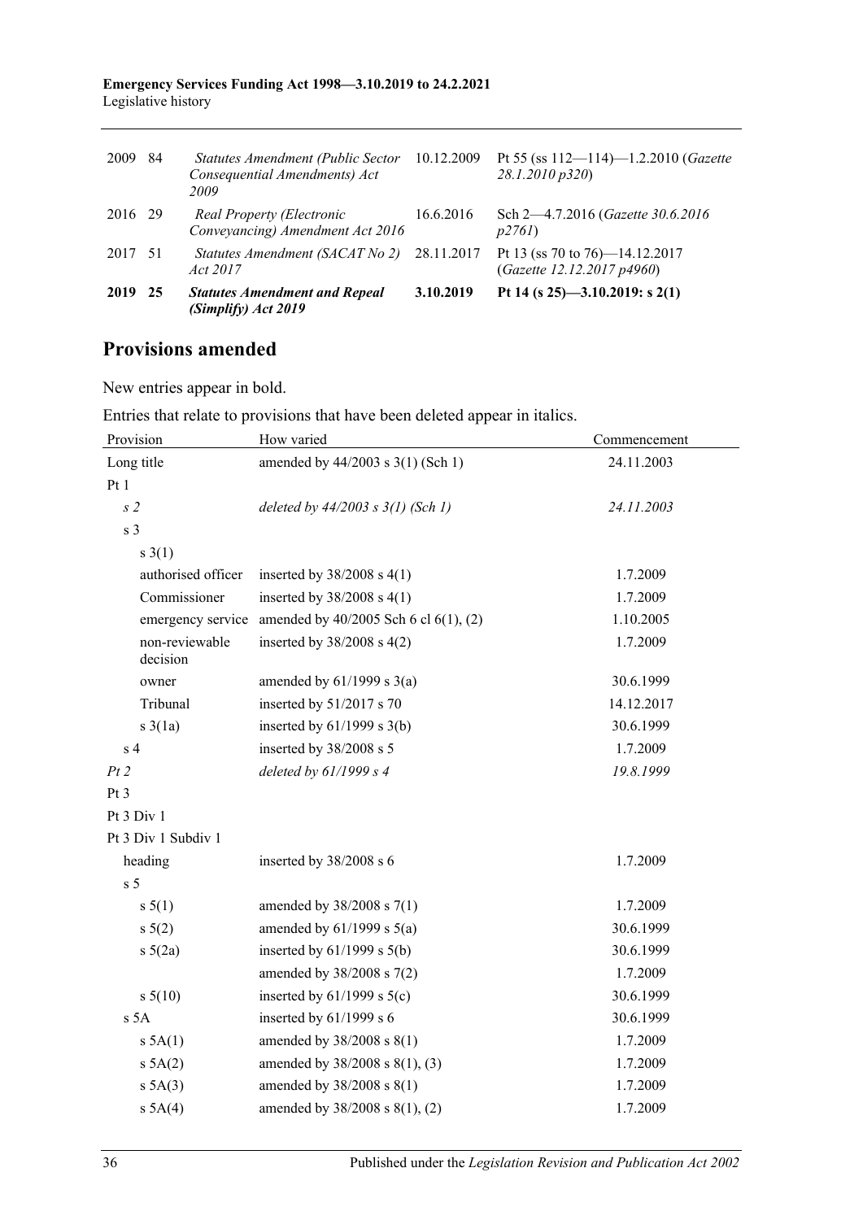| | | | | |
|---|---|---|---|---|
| 2009 | 84 | *Statutes Amendment (Public Sector Consequential Amendments) Act 2009* | 10.12.2009 | Pt 55 (ss 112—114)—1.2.2010 (*Gazette 28.1.2010 p320*) |
| 2016 | 29 | *Real Property (Electronic Conveyancing) Amendment Act 2016* | 16.6.2016 | Sch 2—4.7.2016 (*Gazette 30.6.2016 p2761*) |
| 2017 | 51 | *Statutes Amendment (SACAT No 2) Act 2017* | 28.11.2017 | Pt 13 (ss 70 to 76)—14.12.2017 (*Gazette 12.12.2017 p4960*) |
| **2019** | **25** | ***Statutes Amendment and Repeal (Simplify) Act 2019*** | **3.10.2019** | **Pt 14 (s 25)—3.10.2019: s 2(1)** |

## Provisions amended

New entries appear in bold.

Entries that relate to provisions that have been deleted appear in italics.

| Provision | How varied | Commencement |
|---|---|---|
| Long title | amended by 44/2003 s 3(1) (Sch 1) | 24.11.2003 |
| Pt 1 | | |
| *s 2* | *deleted by 44/2003 s 3(1) (Sch 1)* | *24.11.2003* |
| s 3 | | |
| s 3(1) | | |
| authorised officer | inserted by 38/2008 s 4(1) | 1.7.2009 |
| Commissioner | inserted by 38/2008 s 4(1) | 1.7.2009 |
| emergency service | amended by 40/2005 Sch 6 cl 6(1), (2) | 1.10.2005 |
| non-reviewable decision | inserted by 38/2008 s 4(2) | 1.7.2009 |
| owner | amended by 61/1999 s 3(a) | 30.6.1999 |
| Tribunal | inserted by 51/2017 s 70 | 14.12.2017 |
| s 3(1a) | inserted by 61/1999 s 3(b) | 30.6.1999 |
| s 4 | inserted by 38/2008 s 5 | 1.7.2009 |
| *Pt 2* | *deleted by 61/1999 s 4* | *19.8.1999* |
| Pt 3 | | |
| Pt 3 Div 1 | | |
| Pt 3 Div 1 Subdiv 1 | | |
| heading | inserted by 38/2008 s 6 | 1.7.2009 |
| s 5 | | |
| s 5(1) | amended by 38/2008 s 7(1) | 1.7.2009 |
| s 5(2) | amended by 61/1999 s 5(a) | 30.6.1999 |
| s 5(2a) | inserted by 61/1999 s 5(b) | 30.6.1999 |
| | amended by 38/2008 s 7(2) | 1.7.2009 |
| s 5(10) | inserted by 61/1999 s 5(c) | 30.6.1999 |
| s 5A | inserted by 61/1999 s 6 | 30.6.1999 |
| s 5A(1) | amended by 38/2008 s 8(1) | 1.7.2009 |
| s 5A(2) | amended by 38/2008 s 8(1), (3) | 1.7.2009 |
| s 5A(3) | amended by 38/2008 s 8(1) | 1.7.2009 |
| s 5A(4) | amended by 38/2008 s 8(1), (2) | 1.7.2009 |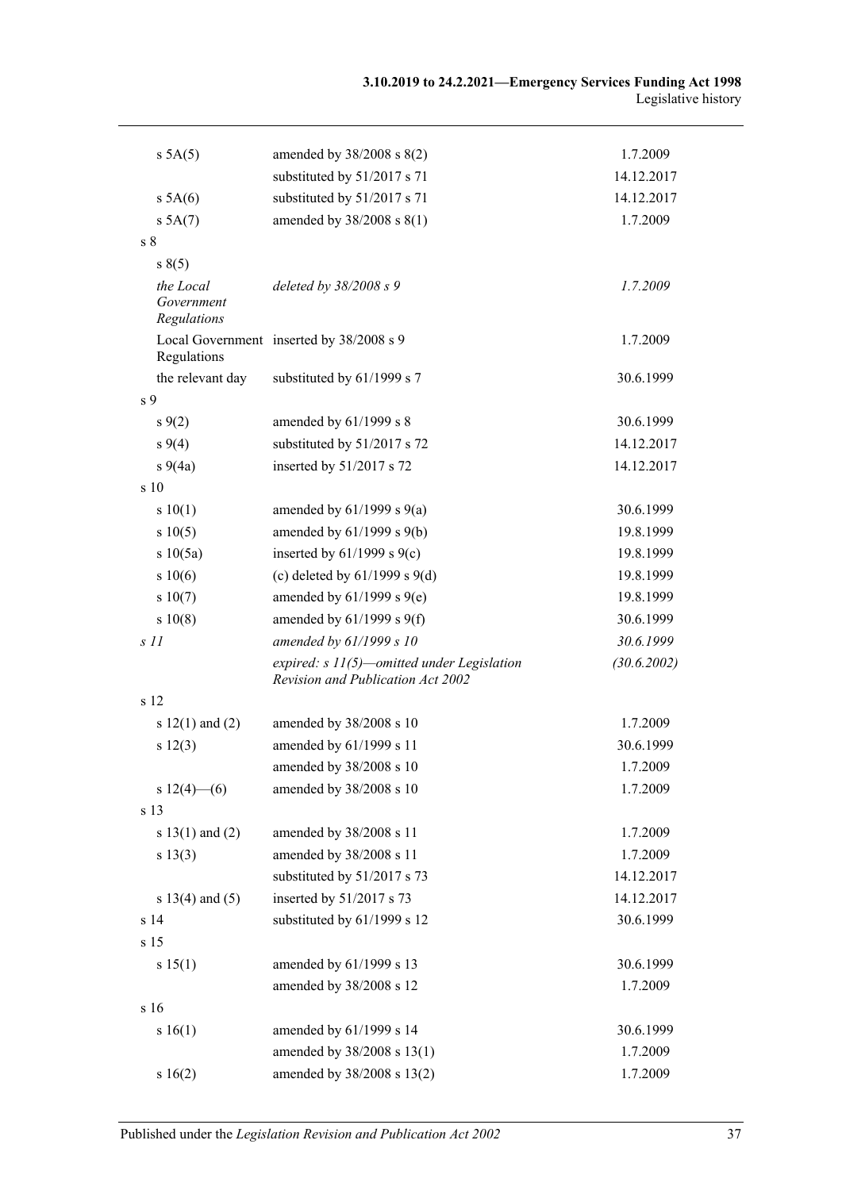| | | |
|---|---|---|
| s 5A(5) | amended by 38/2008 s 8(2) | 1.7.2009 |
| | substituted by 51/2017 s 71 | 14.12.2017 |
| s 5A(6) | substituted by 51/2017 s 71 | 14.12.2017 |
| s 5A(7) | amended by 38/2008 s 8(1) | 1.7.2009 |
| s 8 | | |
| s 8(5) | | |
| *the Local Government Regulations* | *deleted by 38/2008 s 9* | *1.7.2009* |
| Local Government Regulations | inserted by 38/2008 s 9 | 1.7.2009 |
| the relevant day | substituted by 61/1999 s 7 | 30.6.1999 |
| s 9 | | |
| s 9(2) | amended by 61/1999 s 8 | 30.6.1999 |
| s 9(4) | substituted by 51/2017 s 72 | 14.12.2017 |
| s 9(4a) | inserted by 51/2017 s 72 | 14.12.2017 |
| s 10 | | |
| s 10(1) | amended by 61/1999 s 9(a) | 30.6.1999 |
| s 10(5) | amended by 61/1999 s 9(b) | 19.8.1999 |
| s 10(5a) | inserted by 61/1999 s 9(c) | 19.8.1999 |
| s 10(6) | (c) deleted by 61/1999 s 9(d) | 19.8.1999 |
| s 10(7) | amended by 61/1999 s 9(e) | 19.8.1999 |
| s 10(8) | amended by 61/1999 s 9(f) | 30.6.1999 |
| *s 11* | *amended by 61/1999 s 10* | *30.6.1999* |
| | *expired: s 11(5)—omitted under Legislation Revision and Publication Act 2002* | *(30.6.2002)* |
| s 12 | | |
| s 12(1) and (2) | amended by 38/2008 s 10 | 1.7.2009 |
| s 12(3) | amended by 61/1999 s 11 | 30.6.1999 |
| | amended by 38/2008 s 10 | 1.7.2009 |
| s 12(4)—(6) | amended by 38/2008 s 10 | 1.7.2009 |
| s 13 | | |
| s 13(1) and (2) | amended by 38/2008 s 11 | 1.7.2009 |
| s 13(3) | amended by 38/2008 s 11 | 1.7.2009 |
| | substituted by 51/2017 s 73 | 14.12.2017 |
| s 13(4) and (5) | inserted by 51/2017 s 73 | 14.12.2017 |
| s 14 | substituted by 61/1999 s 12 | 30.6.1999 |
| s 15 | | |
| s 15(1) | amended by 61/1999 s 13 | 30.6.1999 |
| | amended by 38/2008 s 12 | 1.7.2009 |
| s 16 | | |
| s 16(1) | amended by 61/1999 s 14 | 30.6.1999 |
| | amended by 38/2008 s 13(1) | 1.7.2009 |
| s 16(2) | amended by 38/2008 s 13(2) | 1.7.2009 |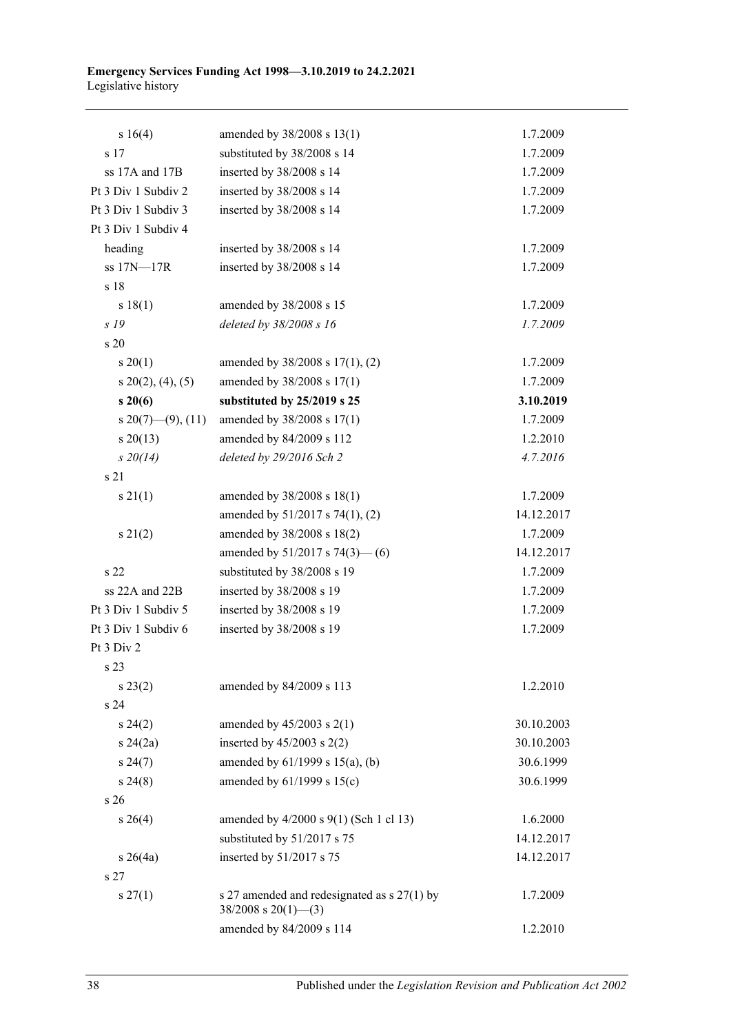| | | |
|---|---|---|
| s 16(4) | amended by 38/2008 s 13(1) | 1.7.2009 |
| s 17 | substituted by 38/2008 s 14 | 1.7.2009 |
| ss 17A and 17B | inserted by 38/2008 s 14 | 1.7.2009 |
| Pt 3 Div 1 Subdiv 2 | inserted by 38/2008 s 14 | 1.7.2009 |
| Pt 3 Div 1 Subdiv 3 | inserted by 38/2008 s 14 | 1.7.2009 |
| Pt 3 Div 1 Subdiv 4 | | |
| heading | inserted by 38/2008 s 14 | 1.7.2009 |
| ss 17N—17R | inserted by 38/2008 s 14 | 1.7.2009 |
| s 18 | | |
| s 18(1) | amended by 38/2008 s 15 | 1.7.2009 |
| *s 19* | *deleted by 38/2008 s 16* | *1.7.2009* |
| s 20 | | |
| s 20(1) | amended by 38/2008 s 17(1), (2) | 1.7.2009 |
| s 20(2), (4), (5) | amended by 38/2008 s 17(1) | 1.7.2009 |
| **s 20(6)** | **substituted by 25/2019 s 25** | **3.10.2019** |
| s 20(7)—(9), (11) | amended by 38/2008 s 17(1) | 1.7.2009 |
| s 20(13) | amended by 84/2009 s 112 | 1.2.2010 |
| *s 20(14)* | *deleted by 29/2016 Sch 2* | *4.7.2016* |
| s 21 | | |
| s 21(1) | amended by 38/2008 s 18(1) | 1.7.2009 |
| | amended by 51/2017 s 74(1), (2) | 14.12.2017 |
| s 21(2) | amended by 38/2008 s 18(2) | 1.7.2009 |
| | amended by 51/2017 s 74(3)— (6) | 14.12.2017 |
| s 22 | substituted by 38/2008 s 19 | 1.7.2009 |
| ss 22A and 22B | inserted by 38/2008 s 19 | 1.7.2009 |
| Pt 3 Div 1 Subdiv 5 | inserted by 38/2008 s 19 | 1.7.2009 |
| Pt 3 Div 1 Subdiv 6 | inserted by 38/2008 s 19 | 1.7.2009 |
| Pt 3 Div 2 | | |
| s 23 | | |
| s 23(2) | amended by 84/2009 s 113 | 1.2.2010 |
| s 24 | | |
| s 24(2) | amended by 45/2003 s 2(1) | 30.10.2003 |
| s 24(2a) | inserted by 45/2003 s 2(2) | 30.10.2003 |
| s 24(7) | amended by 61/1999 s 15(a), (b) | 30.6.1999 |
| s 24(8) | amended by 61/1999 s 15(c) | 30.6.1999 |
| s 26 | | |
| s 26(4) | amended by 4/2000 s 9(1) (Sch 1 cl 13) | 1.6.2000 |
| | substituted by 51/2017 s 75 | 14.12.2017 |
| s 26(4a) | inserted by 51/2017 s 75 | 14.12.2017 |
| s 27 | | |
| s 27(1) | s 27 amended and redesignated as s 27(1) by 38/2008 s 20(1)—(3) | 1.7.2009 |
| | amended by 84/2009 s 114 | 1.2.2010 |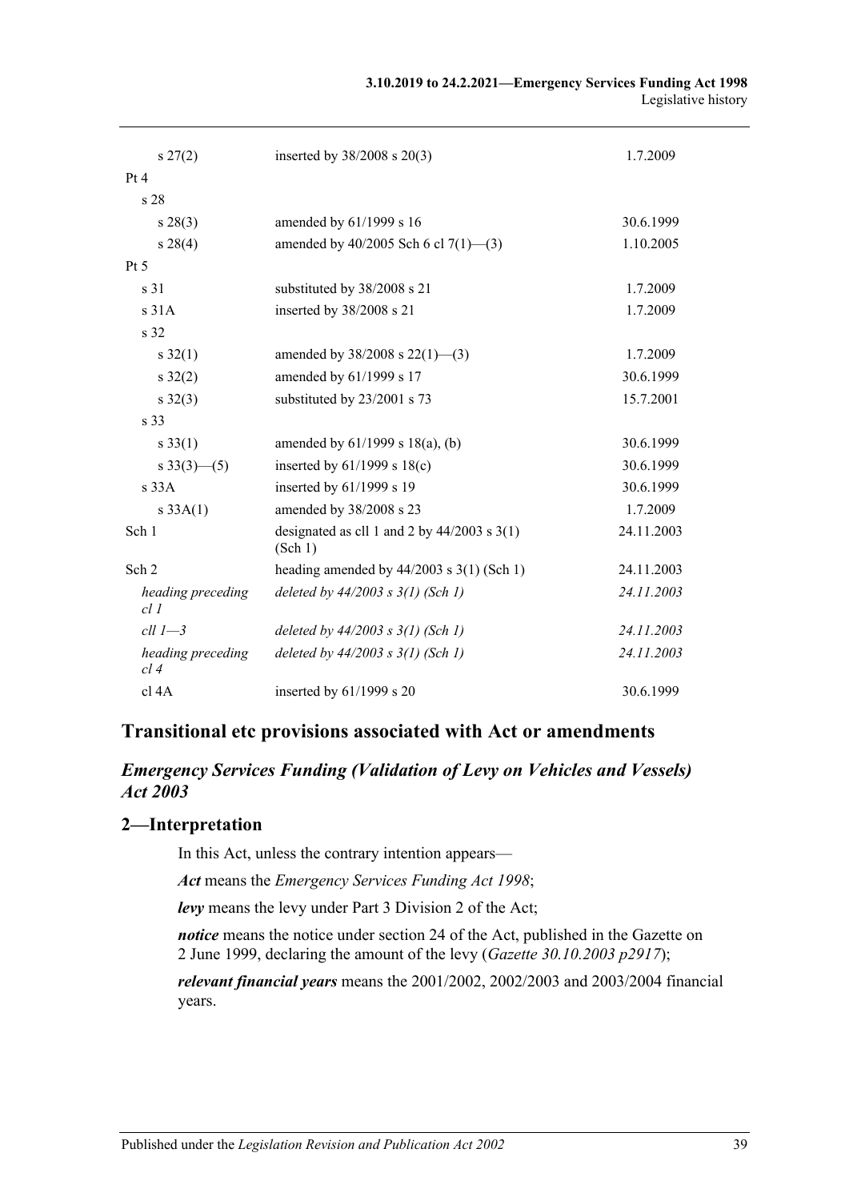| | | |
|---|---|---|
| s 27(2) | inserted by 38/2008 s 20(3) | 1.7.2009 |
| Pt 4 | | |
| s 28 | | |
| s 28(3) | amended by 61/1999 s 16 | 30.6.1999 |
| s 28(4) | amended by 40/2005 Sch 6 cl 7(1)—(3) | 1.10.2005 |
| Pt 5 | | |
| s 31 | substituted by 38/2008 s 21 | 1.7.2009 |
| s 31A | inserted by 38/2008 s 21 | 1.7.2009 |
| s 32 | | |
| s 32(1) | amended by 38/2008 s 22(1)—(3) | 1.7.2009 |
| s 32(2) | amended by 61/1999 s 17 | 30.6.1999 |
| s 32(3) | substituted by 23/2001 s 73 | 15.7.2001 |
| s 33 | | |
| s 33(1) | amended by 61/1999 s 18(a), (b) | 30.6.1999 |
| s 33(3)—(5) | inserted by 61/1999 s 18(c) | 30.6.1999 |
| s 33A | inserted by 61/1999 s 19 | 30.6.1999 |
| s 33A(1) | amended by 38/2008 s 23 | 1.7.2009 |
| Sch 1 | designated as cll 1 and 2 by 44/2003 s 3(1) (Sch 1) | 24.11.2003 |
| Sch 2 | heading amended by 44/2003 s 3(1) (Sch 1) | 24.11.2003 |
| *heading preceding cl 1* | *deleted by 44/2003 s 3(1) (Sch 1)* | *24.11.2003* |
| *cll 1—3* | *deleted by 44/2003 s 3(1) (Sch 1)* | *24.11.2003* |
| *heading preceding cl 4* | *deleted by 44/2003 s 3(1) (Sch 1)* | *24.11.2003* |
| cl 4A | inserted by 61/1999 s 20 | 30.6.1999 |

## Transitional etc provisions associated with Act or amendments

### *Emergency Services Funding (Validation of Levy on Vehicles and Vessels) Act 2003*

## 2—Interpretation

In this Act, unless the contrary intention appears—

***Act*** means the *Emergency Services Funding Act 1998*;

***levy*** means the levy under Part 3 Division 2 of the Act;

***notice*** means the notice under section 24 of the Act, published in the Gazette on 2 June 1999, declaring the amount of the levy (*Gazette 30.10.2003 p2917*);

***relevant financial years*** means the 2001/2002, 2002/2003 and 2003/2004 financial years.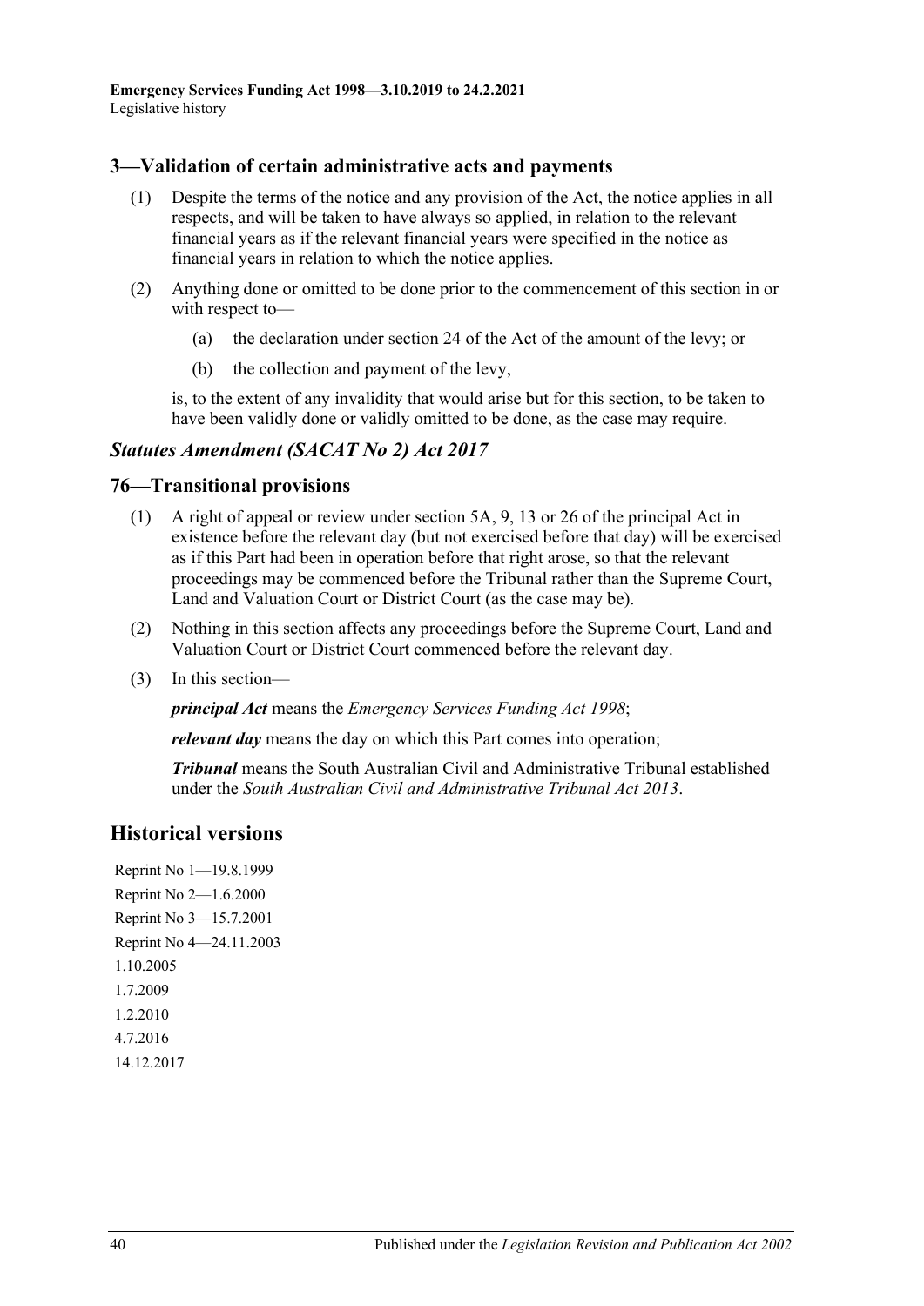## 3—Validation of certain administrative acts and payments

(1) Despite the terms of the notice and any provision of the Act, the notice applies in all respects, and will be taken to have always so applied, in relation to the relevant financial years as if the relevant financial years were specified in the notice as financial years in relation to which the notice applies.

(2) Anything done or omitted to be done prior to the commencement of this section in or with respect to—

(a) the declaration under section 24 of the Act of the amount of the levy; or

(b) the collection and payment of the levy,

is, to the extent of any invalidity that would arise but for this section, to be taken to have been validly done or validly omitted to be done, as the case may require.

### *Statutes Amendment (SACAT No 2) Act 2017*

## 76—Transitional provisions

(1) A right of appeal or review under section 5A, 9, 13 or 26 of the principal Act in existence before the relevant day (but not exercised before that day) will be exercised as if this Part had been in operation before that right arose, so that the relevant proceedings may be commenced before the Tribunal rather than the Supreme Court, Land and Valuation Court or District Court (as the case may be).

(2) Nothing in this section affects any proceedings before the Supreme Court, Land and Valuation Court or District Court commenced before the relevant day.

(3) In this section—

***principal Act*** means the *Emergency Services Funding Act 1998*;

***relevant day*** means the day on which this Part comes into operation;

***Tribunal*** means the South Australian Civil and Administrative Tribunal established under the *South Australian Civil and Administrative Tribunal Act 2013*.

# Historical versions

Reprint No 1—19.8.1999

Reprint No 2—1.6.2000

Reprint No 3—15.7.2001

Reprint No 4—24.11.2003

1.10.2005

1.7.2009

1.2.2010

4.7.2016

14.12.2017